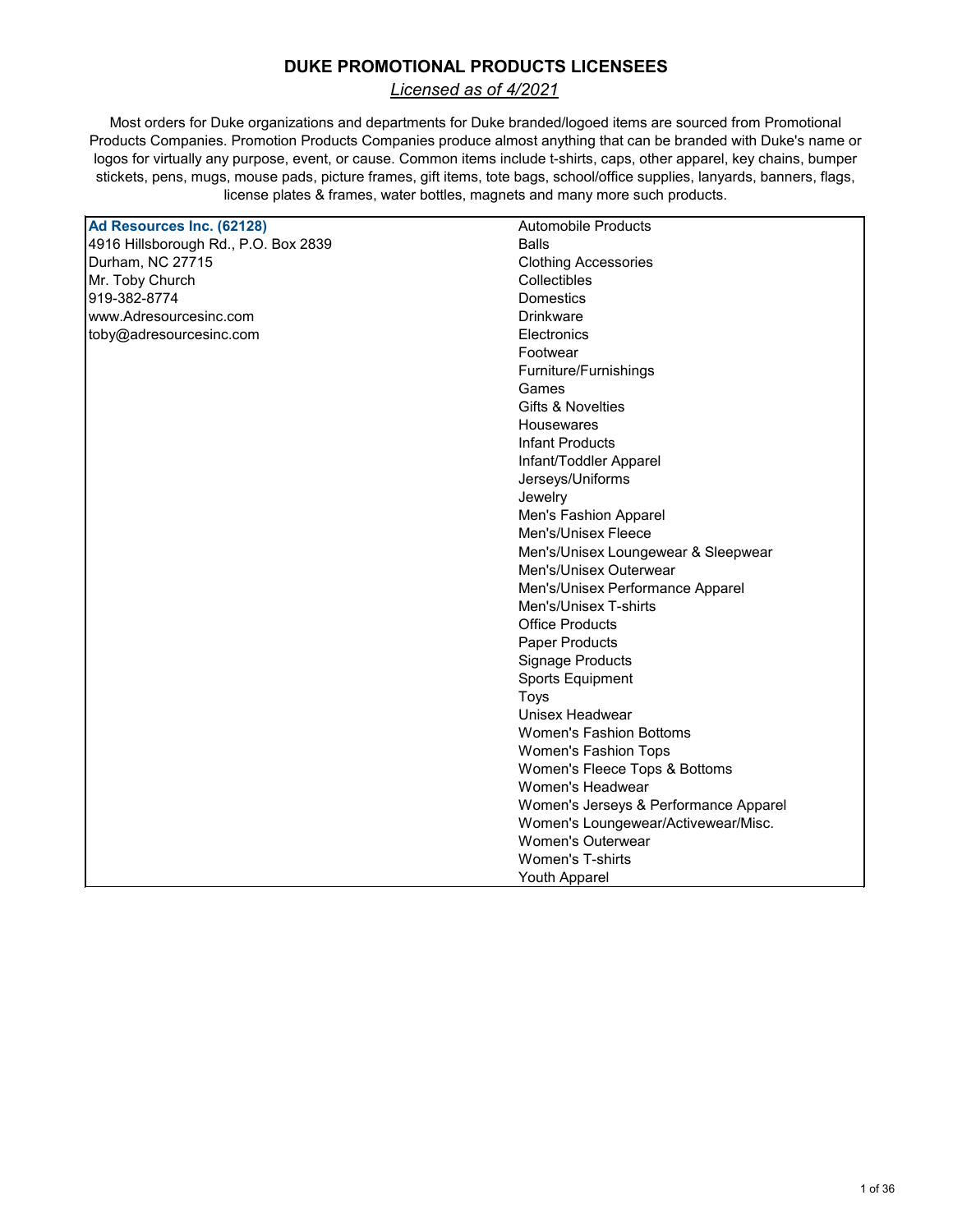# DUKE PROMOTIONAL PRODUCTS LICENSEES

*Licensed as of 4/2021*

Most orders for Duke organizations and departments for Duke branded/logoed items are sourced from Promotional Products Companies. Promotion Products Companies produce almost anything that can be branded with Duke's name or logos for virtually any purpose, event, or cause. Common items include t-shirts, caps, other apparel, key chains, bumper stickers, pens, mugs, mouse pads, picture frames, gift items, tote bags, school/office supplies, lanyards, banners, flags, license plates & frames, water bottles, magnets and many more such products.

| **Ad Resources Inc. (62128)** | Automobile Products |
|---|---|
| 4916 Hillsborough Rd., P.O. Box 2839 | Balls |
| Durham, NC 27715 | Clothing Accessories |
| Mr. Toby Church | Collectibles |
| 919-382-8774 | Domestics |
| www.Adresourcesinc.com | Drinkware |
| toby@adresourcesinc.com | Electronics |
| | Footwear |
| | Furniture/Furnishings |
| | Games |
| | Gifts & Novelties |
| | Housewares |
| | Infant Products |
| | Infant/Toddler Apparel |
| | Jerseys/Uniforms |
| | Jewelry |
| | Men's Fashion Apparel |
| | Men's/Unisex Fleece |
| | Men's/Unisex Loungewear & Sleepwear |
| | Men's/Unisex Outerwear |
| | Men's/Unisex Performance Apparel |
| | Men's/Unisex T-shirts |
| | Office Products |
| | Paper Products |
| | Signage Products |
| | Sports Equipment |
| | Toys |
| | Unisex Headwear |
| | Women's Fashion Bottoms |
| | Women's Fashion Tops |
| | Women's Fleece Tops & Bottoms |
| | Women's Headwear |
| | Women's Jerseys & Performance Apparel |
| | Women's Loungewear/Activewear/Misc. |
| | Women's Outerwear |
| | Women's T-shirts |
| | Youth Apparel |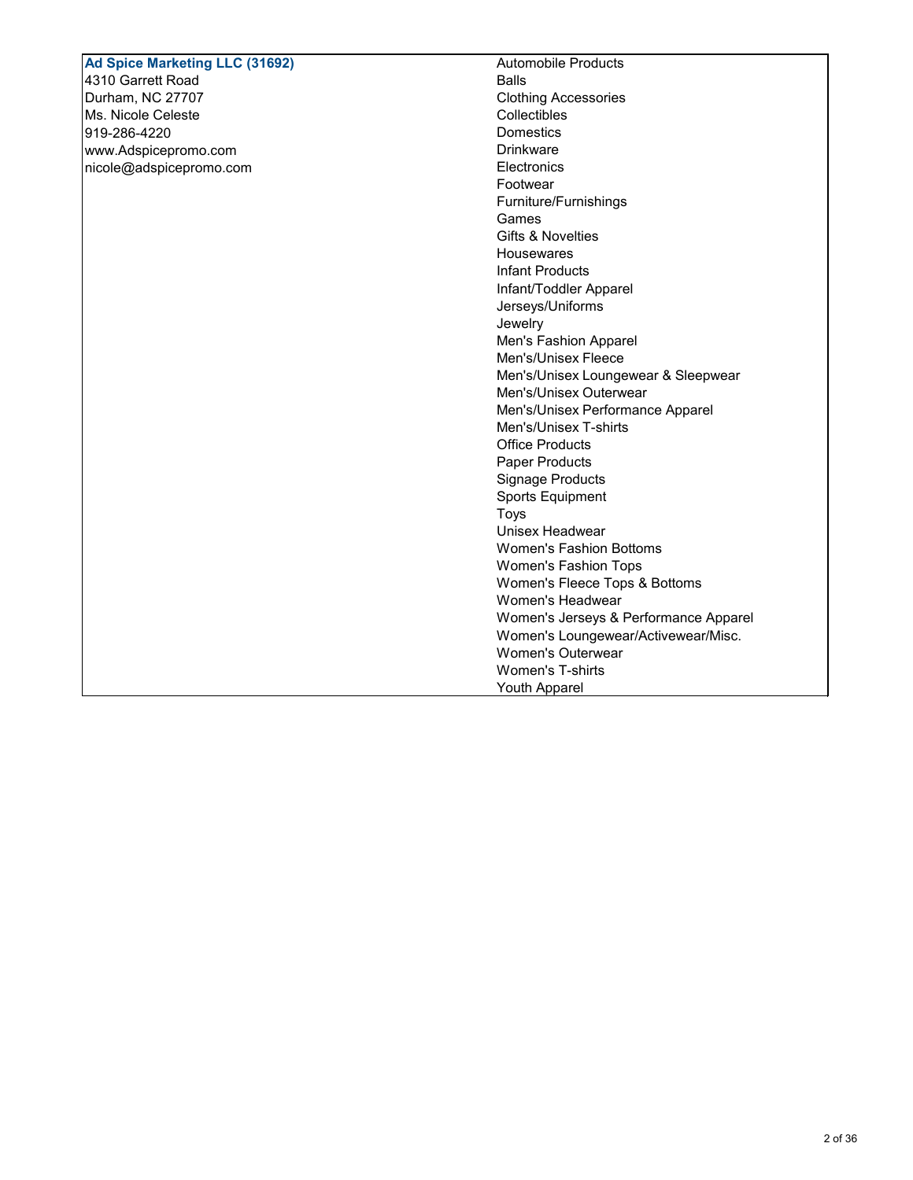| Ad Spice Marketing LLC (31692) | Automobile Products |
|---|---|
| 4310 Garrett Road | Balls |
| Durham, NC 27707 | Clothing Accessories |
| Ms. Nicole Celeste | Collectibles |
| 919-286-4220 | Domestics |
| www.Adspicepromo.com | Drinkware |
| nicole@adspicepromo.com | Electronics |
| | Footwear |
| | Furniture/Furnishings |
| | Games |
| | Gifts & Novelties |
| | Housewares |
| | Infant Products |
| | Infant/Toddler Apparel |
| | Jerseys/Uniforms |
| | Jewelry |
| | Men's Fashion Apparel |
| | Men's/Unisex Fleece |
| | Men's/Unisex Loungewear & Sleepwear |
| | Men's/Unisex Outerwear |
| | Men's/Unisex Performance Apparel |
| | Men's/Unisex T-shirts |
| | Office Products |
| | Paper Products |
| | Signage Products |
| | Sports Equipment |
| | Toys |
| | Unisex Headwear |
| | Women's Fashion Bottoms |
| | Women's Fashion Tops |
| | Women's Fleece Tops & Bottoms |
| | Women's Headwear |
| | Women's Jerseys & Performance Apparel |
| | Women's Loungewear/Activewear/Misc. |
| | Women's Outerwear |
| | Women's T-shirts |
| | Youth Apparel |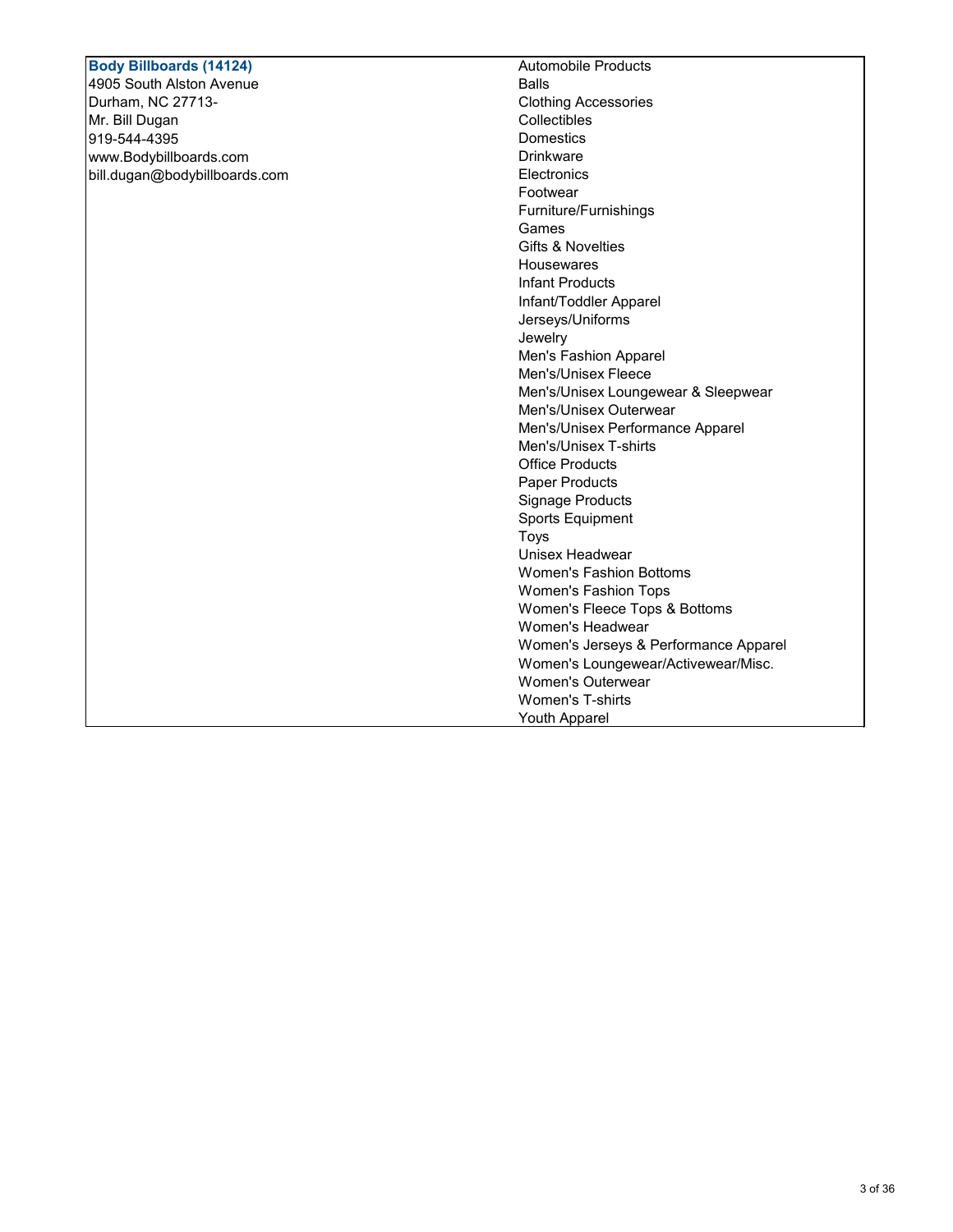| **Body Billboards (14124)** | Automobile Products |
| --- | --- |
| 4905 South Alston Avenue | Balls |
| Durham, NC 27713- | Clothing Accessories |
| Mr. Bill Dugan | Collectibles |
| 919-544-4395 | Domestics |
| www.Bodybillboards.com | Drinkware |
| bill.dugan@bodybillboards.com | Electronics |
| | Footwear |
| | Furniture/Furnishings |
| | Games |
| | Gifts & Novelties |
| | Housewares |
| | Infant Products |
| | Infant/Toddler Apparel |
| | Jerseys/Uniforms |
| | Jewelry |
| | Men's Fashion Apparel |
| | Men's/Unisex Fleece |
| | Men's/Unisex Loungewear & Sleepwear |
| | Men's/Unisex Outerwear |
| | Men's/Unisex Performance Apparel |
| | Men's/Unisex T-shirts |
| | Office Products |
| | Paper Products |
| | Signage Products |
| | Sports Equipment |
| | Toys |
| | Unisex Headwear |
| | Women's Fashion Bottoms |
| | Women's Fashion Tops |
| | Women's Fleece Tops & Bottoms |
| | Women's Headwear |
| | Women's Jerseys & Performance Apparel |
| | Women's Loungewear/Activewear/Misc. |
| | Women's Outerwear |
| | Women's T-shirts |
| | Youth Apparel |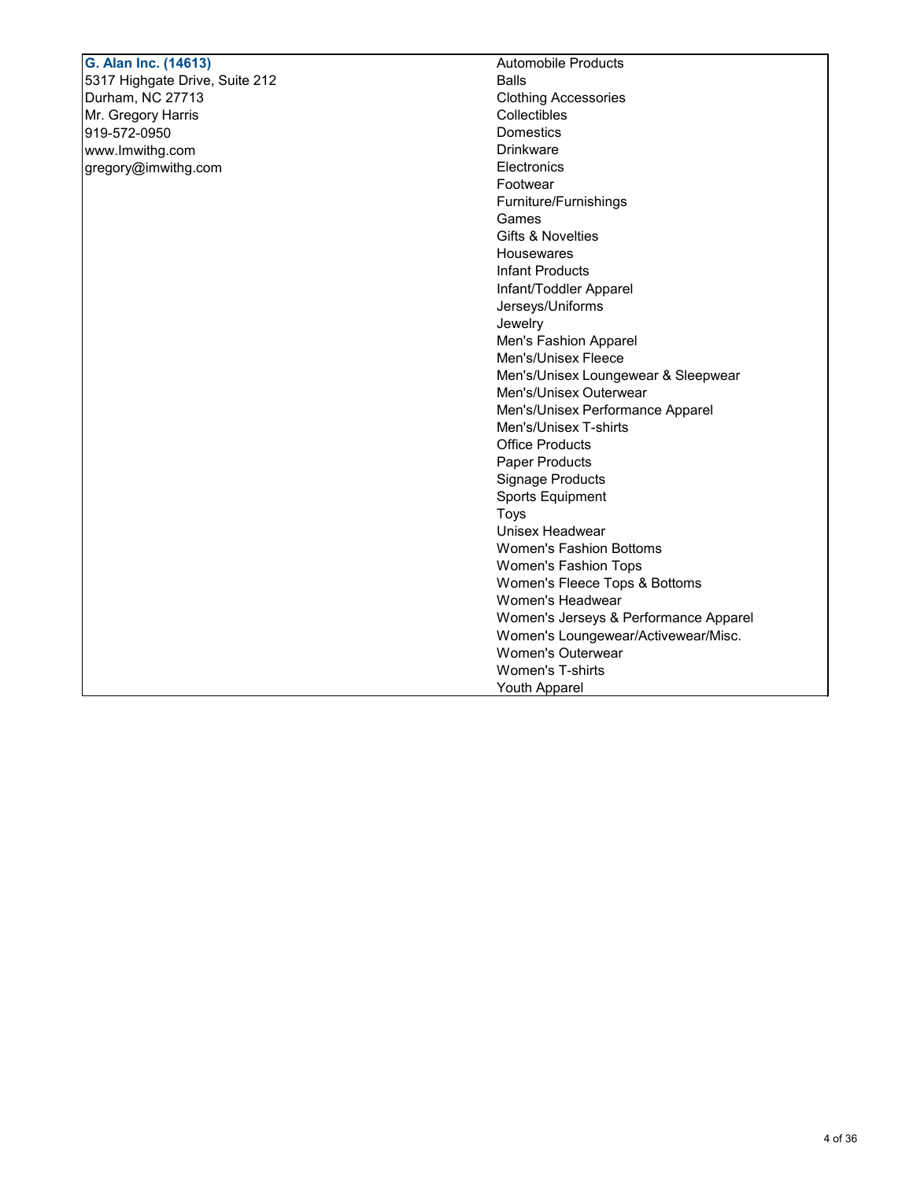| **G. Alan Inc. (14613)** | Automobile Products |
| --- | --- |
| 5317 Highgate Drive, Suite 212 | Balls |
| Durham, NC 27713 | Clothing Accessories |
| Mr. Gregory Harris | Collectibles |
| 919-572-0950 | Domestics |
| www.Imwithg.com | Drinkware |
| gregory@imwithg.com | Electronics |
| | Footwear |
| | Furniture/Furnishings |
| | Games |
| | Gifts & Novelties |
| | Housewares |
| | Infant Products |
| | Infant/Toddler Apparel |
| | Jerseys/Uniforms |
| | Jewelry |
| | Men's Fashion Apparel |
| | Men's/Unisex Fleece |
| | Men's/Unisex Loungewear & Sleepwear |
| | Men's/Unisex Outerwear |
| | Men's/Unisex Performance Apparel |
| | Men's/Unisex T-shirts |
| | Office Products |
| | Paper Products |
| | Signage Products |
| | Sports Equipment |
| | Toys |
| | Unisex Headwear |
| | Women's Fashion Bottoms |
| | Women's Fashion Tops |
| | Women's Fleece Tops & Bottoms |
| | Women's Headwear |
| | Women's Jerseys & Performance Apparel |
| | Women's Loungewear/Activewear/Misc. |
| | Women's Outerwear |
| | Women's T-shirts |
| | Youth Apparel |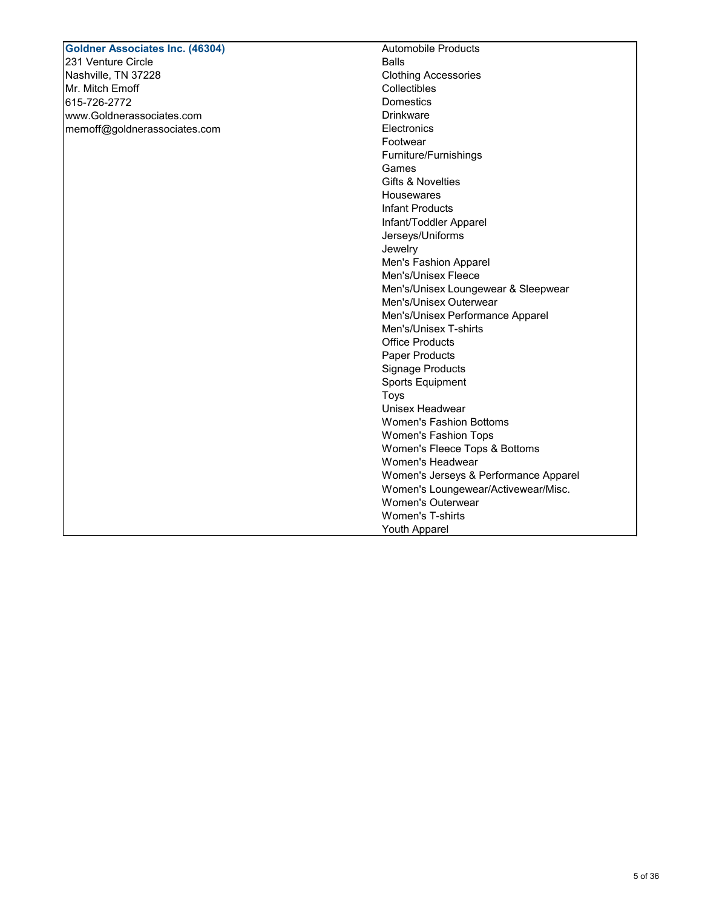**Goldner Associates Inc. (46304)**
231 Venture Circle
Nashville, TN 37228
Mr. Mitch Emoff
615-726-2772
www.Goldnerassociates.com
memoff@goldnerassociates.com

- Automobile Products
- Balls
- Clothing Accessories
- Collectibles
- Domestics
- Drinkware
- Electronics
- Footwear
- Furniture/Furnishings
- Games
- Gifts & Novelties
- Housewares
- Infant Products
- Infant/Toddler Apparel
- Jerseys/Uniforms
- Jewelry
- Men's Fashion Apparel
- Men's/Unisex Fleece
- Men's/Unisex Loungewear & Sleepwear
- Men's/Unisex Outerwear
- Men's/Unisex Performance Apparel
- Men's/Unisex T-shirts
- Office Products
- Paper Products
- Signage Products
- Sports Equipment
- Toys
- Unisex Headwear
- Women's Fashion Bottoms
- Women's Fashion Tops
- Women's Fleece Tops & Bottoms
- Women's Headwear
- Women's Jerseys & Performance Apparel
- Women's Loungewear/Activewear/Misc.
- Women's Outerwear
- Women's T-shirts
- Youth Apparel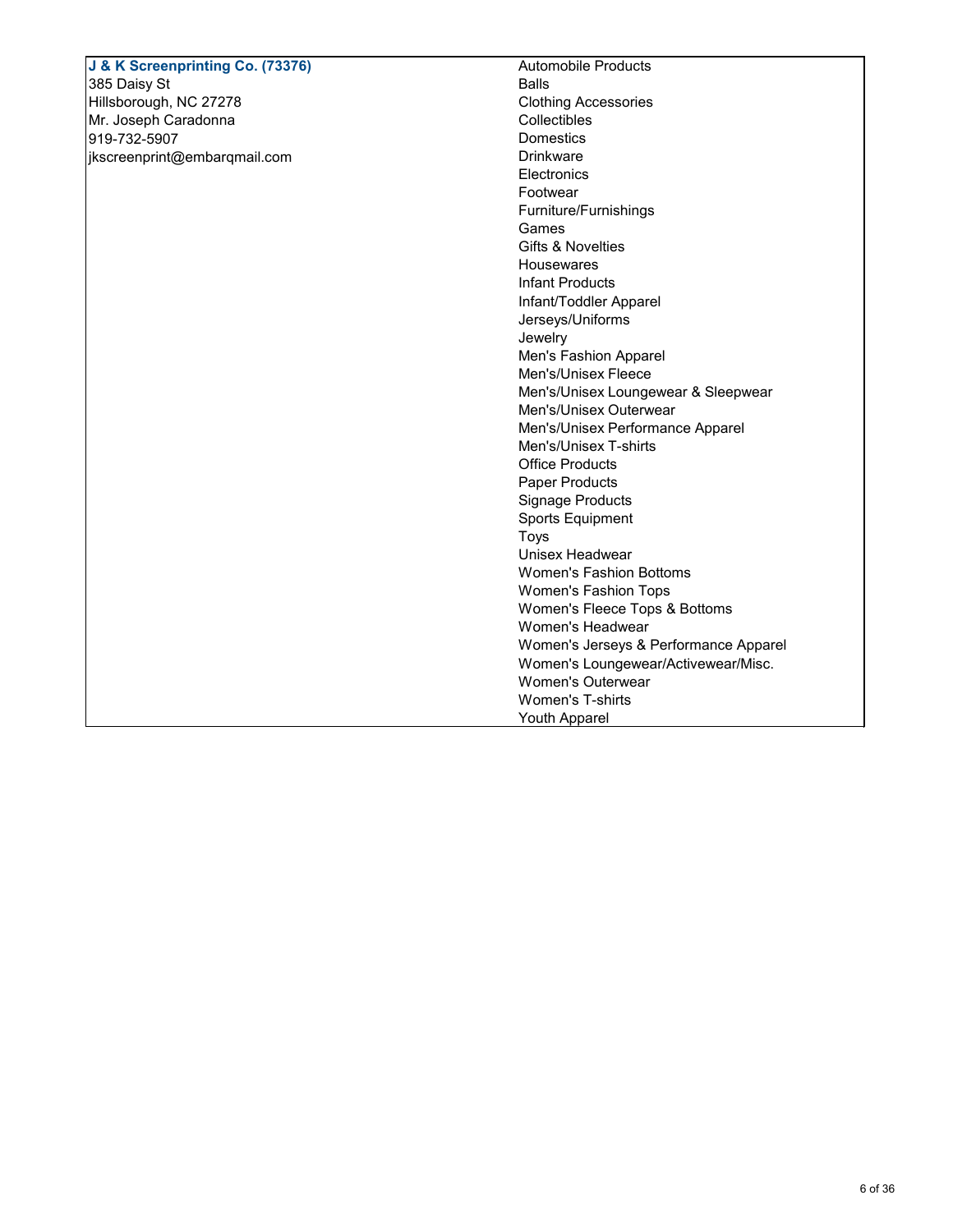| **J & K Screenprinting Co. (73376)** | Automobile Products |
| --- | --- |
| 385 Daisy St | Balls |
| Hillsborough, NC 27278 | Clothing Accessories |
| Mr. Joseph Caradonna | Collectibles |
| 919-732-5907 | Domestics |
| jkscreenprint@embarqmail.com | Drinkware |
| | Electronics |
| | Footwear |
| | Furniture/Furnishings |
| | Games |
| | Gifts & Novelties |
| | Housewares |
| | Infant Products |
| | Infant/Toddler Apparel |
| | Jerseys/Uniforms |
| | Jewelry |
| | Men's Fashion Apparel |
| | Men's/Unisex Fleece |
| | Men's/Unisex Loungewear & Sleepwear |
| | Men's/Unisex Outerwear |
| | Men's/Unisex Performance Apparel |
| | Men's/Unisex T-shirts |
| | Office Products |
| | Paper Products |
| | Signage Products |
| | Sports Equipment |
| | Toys |
| | Unisex Headwear |
| | Women's Fashion Bottoms |
| | Women's Fashion Tops |
| | Women's Fleece Tops & Bottoms |
| | Women's Headwear |
| | Women's Jerseys & Performance Apparel |
| | Women's Loungewear/Activewear/Misc. |
| | Women's Outerwear |
| | Women's T-shirts |
| | Youth Apparel |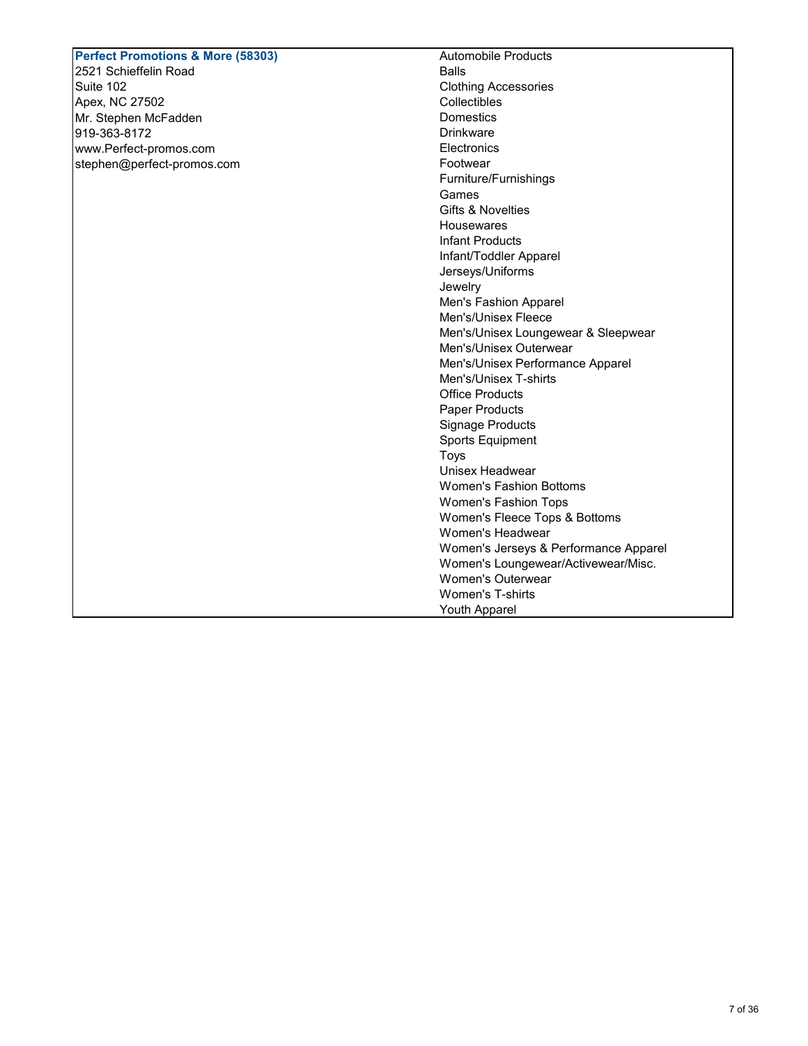| **Perfect Promotions & More (58303)** | |
| --- | --- |
| 2521 Schieffelin Road<br>Suite 102<br>Apex, NC 27502<br>Mr. Stephen McFadden<br>919-363-8172<br>www.Perfect-promos.com<br>stephen@perfect-promos.com | Automobile Products<br>Balls<br>Clothing Accessories<br>Collectibles<br>Domestics<br>Drinkware<br>Electronics<br>Footwear<br>Furniture/Furnishings<br>Games<br>Gifts & Novelties<br>Housewares<br>Infant Products<br>Infant/Toddler Apparel<br>Jerseys/Uniforms<br>Jewelry<br>Men's Fashion Apparel<br>Men's/Unisex Fleece<br>Men's/Unisex Loungewear & Sleepwear<br>Men's/Unisex Outerwear<br>Men's/Unisex Performance Apparel<br>Men's/Unisex T-shirts<br>Office Products<br>Paper Products<br>Signage Products<br>Sports Equipment<br>Toys<br>Unisex Headwear<br>Women's Fashion Bottoms<br>Women's Fashion Tops<br>Women's Fleece Tops & Bottoms<br>Women's Headwear<br>Women's Jerseys & Performance Apparel<br>Women's Loungewear/Activewear/Misc.<br>Women's Outerwear<br>Women's T-shirts<br>Youth Apparel |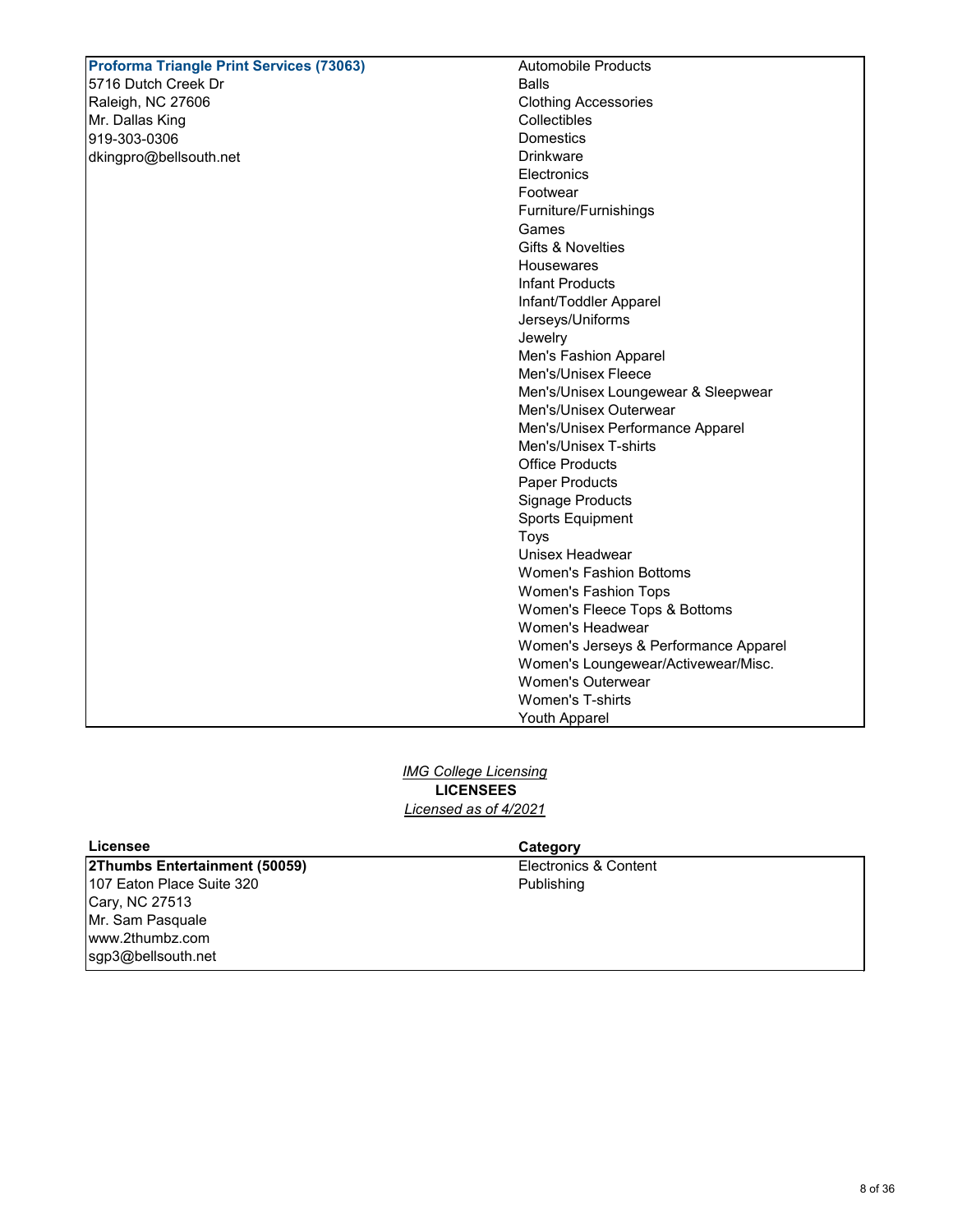| Licensee | Category |
| --- | --- |
| **Proforma Triangle Print Services (73063)**<br>5716 Dutch Creek Dr<br>Raleigh, NC 27606<br>Mr. Dallas King<br>919-303-0306<br>dkingpro@bellsouth.net | Automobile Products<br>Balls<br>Clothing Accessories<br>Collectibles<br>Domestics<br>Drinkware<br>Electronics<br>Footwear<br>Furniture/Furnishings<br>Games<br>Gifts & Novelties<br>Housewares<br>Infant Products<br>Infant/Toddler Apparel<br>Jerseys/Uniforms<br>Jewelry<br>Men's Fashion Apparel<br>Men's/Unisex Fleece<br>Men's/Unisex Loungewear & Sleepwear<br>Men's/Unisex Outerwear<br>Men's/Unisex Performance Apparel<br>Men's/Unisex T-shirts<br>Office Products<br>Paper Products<br>Signage Products<br>Sports Equipment<br>Toys<br>Unisex Headwear<br>Women's Fashion Bottoms<br>Women's Fashion Tops<br>Women's Fleece Tops & Bottoms<br>Women's Headwear<br>Women's Jerseys & Performance Apparel<br>Women's Loungewear/Activewear/Misc.<br>Women's Outerwear<br>Women's T-shirts<br>Youth Apparel |

*IMG College Licensing*

**LICENSEES**

*Licensed as of 4/2021*

| Licensee | Category |
| --- | --- |
| **2Thumbs Entertainment (50059)**<br>107 Eaton Place Suite 320<br>Cary, NC 27513<br>Mr. Sam Pasquale<br>www.2thumbz.com<br>sgp3@bellsouth.net | Electronics & Content<br>Publishing |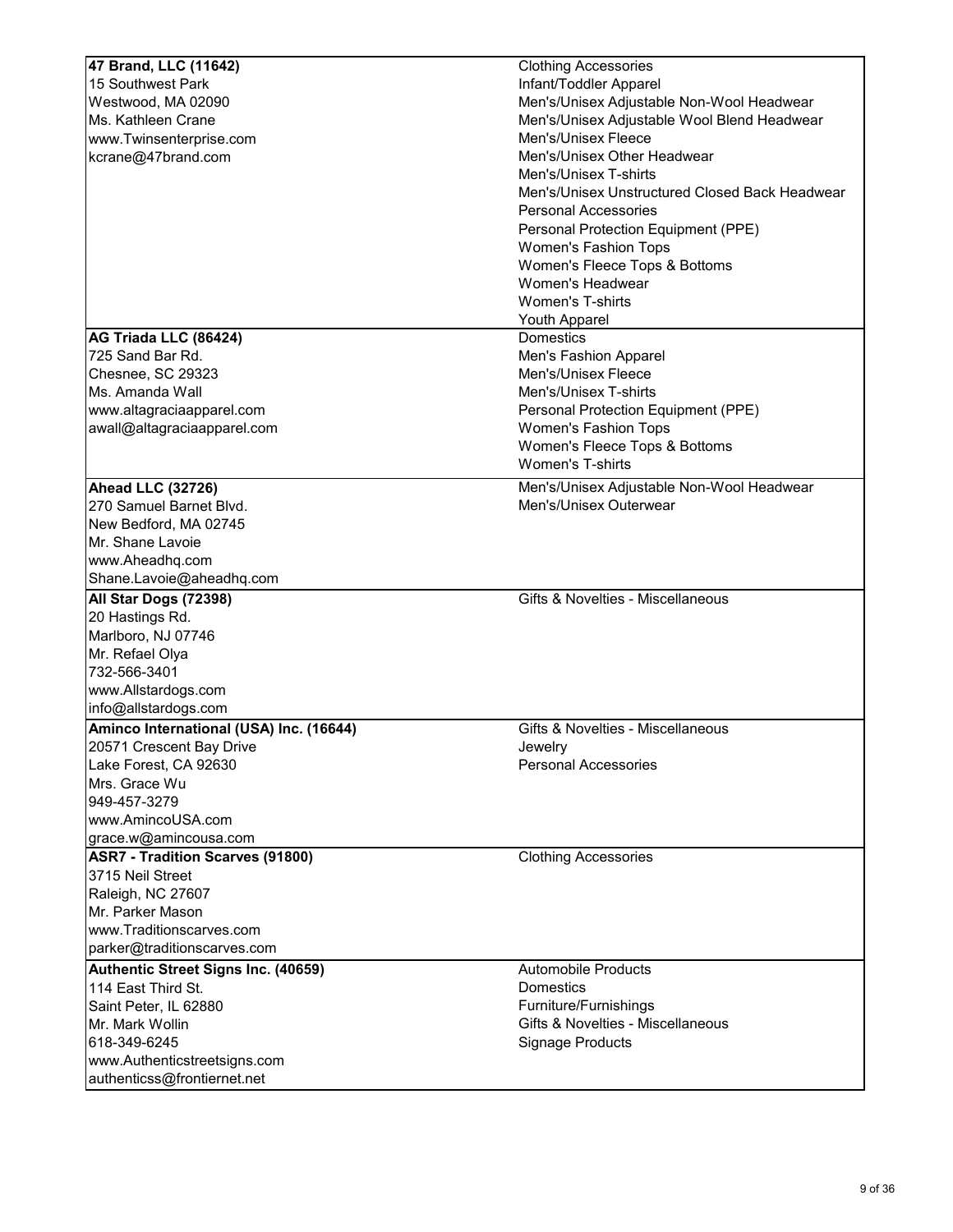| Company | Product Categories |
| --- | --- |
| **47 Brand, LLC (11642)**<br>15 Southwest Park<br>Westwood, MA 02090<br>Ms. Kathleen Crane<br>www.Twinsenterprise.com<br>kcrane@47brand.com | Clothing Accessories<br>Infant/Toddler Apparel<br>Men's/Unisex Adjustable Non-Wool Headwear<br>Men's/Unisex Adjustable Wool Blend Headwear<br>Men's/Unisex Fleece<br>Men's/Unisex Other Headwear<br>Men's/Unisex T-shirts<br>Men's/Unisex Unstructured Closed Back Headwear<br>Personal Accessories<br>Personal Protection Equipment (PPE)<br>Women's Fashion Tops<br>Women's Fleece Tops & Bottoms<br>Women's Headwear<br>Women's T-shirts<br>Youth Apparel |
| **AG Triada LLC (86424)**<br>725 Sand Bar Rd.<br>Chesnee, SC 29323<br>Ms. Amanda Wall<br>www.altagraciaapparel.com<br>awall@altagraciaapparel.com | Domestics<br>Men's Fashion Apparel<br>Men's/Unisex Fleece<br>Men's/Unisex T-shirts<br>Personal Protection Equipment (PPE)<br>Women's Fashion Tops<br>Women's Fleece Tops & Bottoms<br>Women's T-shirts |
| **Ahead LLC (32726)**<br>270 Samuel Barnet Blvd.<br>New Bedford, MA 02745<br>Mr. Shane Lavoie<br>www.Aheadhq.com<br>Shane.Lavoie@aheadhq.com | Men's/Unisex Adjustable Non-Wool Headwear<br>Men's/Unisex Outerwear |
| **All Star Dogs (72398)**<br>20 Hastings Rd.<br>Marlboro, NJ 07746<br>Mr. Refael Olya<br>732-566-3401<br>www.Allstardogs.com<br>info@allstardogs.com | Gifts & Novelties - Miscellaneous |
| **Aminco International (USA) Inc. (16644)**<br>20571 Crescent Bay Drive<br>Lake Forest, CA 92630<br>Mrs. Grace Wu<br>949-457-3279<br>www.AmincoUSA.com<br>grace.w@amincousa.com | Gifts & Novelties - Miscellaneous<br>Jewelry<br>Personal Accessories |
| **ASR7 - Tradition Scarves (91800)**<br>3715 Neil Street<br>Raleigh, NC 27607<br>Mr. Parker Mason<br>www.Traditionscarves.com<br>parker@traditionscarves.com | Clothing Accessories |
| **Authentic Street Signs Inc. (40659)**<br>114 East Third St.<br>Saint Peter, IL 62880<br>Mr. Mark Wollin<br>618-349-6245<br>www.Authenticstreetsigns.com<br>authenticss@frontiernet.net | Automobile Products<br>Domestics<br>Furniture/Furnishings<br>Gifts & Novelties - Miscellaneous<br>Signage Products |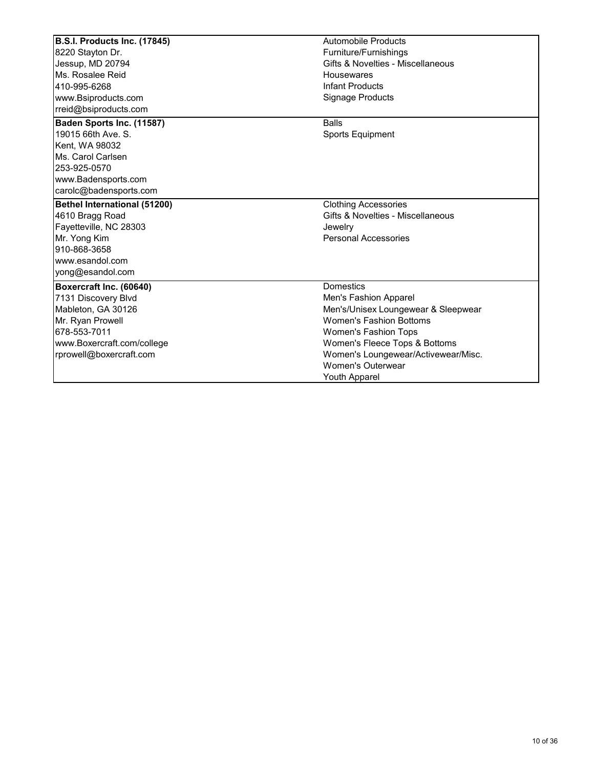| | |
|---|---|
| **B.S.I. Products Inc. (17845)**<br>8220 Stayton Dr.<br>Jessup, MD 20794<br>Ms. Rosalee Reid<br>410-995-6268<br>www.Bsiproducts.com<br>rreid@bsiproducts.com | Automobile Products<br>Furniture/Furnishings<br>Gifts & Novelties - Miscellaneous<br>Housewares<br>Infant Products<br>Signage Products |
| **Baden Sports Inc. (11587)**<br>19015 66th Ave. S.<br>Kent, WA 98032<br>Ms. Carol Carlsen<br>253-925-0570<br>www.Badensports.com<br>carolc@badensports.com | Balls<br>Sports Equipment |
| **Bethel International (51200)**<br>4610 Bragg Road<br>Fayetteville, NC 28303<br>Mr. Yong Kim<br>910-868-3658<br>www.esandol.com<br>yong@esandol.com | Clothing Accessories<br>Gifts & Novelties - Miscellaneous<br>Jewelry<br>Personal Accessories |
| **Boxercraft Inc. (60640)**<br>7131 Discovery Blvd<br>Mableton, GA 30126<br>Mr. Ryan Prowell<br>678-553-7011<br>www.Boxercraft.com/college<br>rprowell@boxercraft.com | Domestics<br>Men's Fashion Apparel<br>Men's/Unisex Loungewear & Sleepwear<br>Women's Fashion Bottoms<br>Women's Fashion Tops<br>Women's Fleece Tops & Bottoms<br>Women's Loungewear/Activewear/Misc.<br>Women's Outerwear<br>Youth Apparel |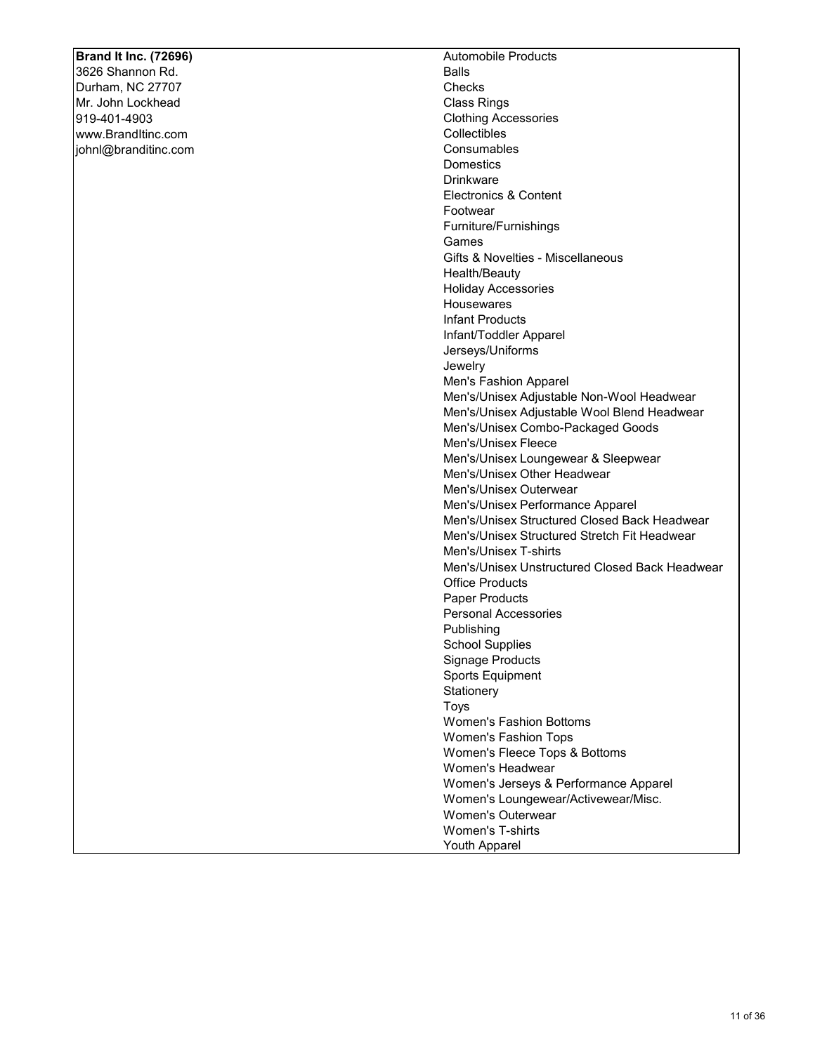| | |
|---|---|
| **Brand It Inc. (72696)**<br>3626 Shannon Rd.<br>Durham, NC 27707<br>Mr. John Lockhead<br>919-401-4903<br>www.BrandItinc.com<br>johnl@branditinc.com | Automobile Products<br>Balls<br>Checks<br>Class Rings<br>Clothing Accessories<br>Collectibles<br>Consumables<br>Domestics<br>Drinkware<br>Electronics & Content<br>Footwear<br>Furniture/Furnishings<br>Games<br>Gifts & Novelties - Miscellaneous<br>Health/Beauty<br>Holiday Accessories<br>Housewares<br>Infant Products<br>Infant/Toddler Apparel<br>Jerseys/Uniforms<br>Jewelry<br>Men's Fashion Apparel<br>Men's/Unisex Adjustable Non-Wool Headwear<br>Men's/Unisex Adjustable Wool Blend Headwear<br>Men's/Unisex Combo-Packaged Goods<br>Men's/Unisex Fleece<br>Men's/Unisex Loungewear & Sleepwear<br>Men's/Unisex Other Headwear<br>Men's/Unisex Outerwear<br>Men's/Unisex Performance Apparel<br>Men's/Unisex Structured Closed Back Headwear<br>Men's/Unisex Structured Stretch Fit Headwear<br>Men's/Unisex T-shirts<br>Men's/Unisex Unstructured Closed Back Headwear<br>Office Products<br>Paper Products<br>Personal Accessories<br>Publishing<br>School Supplies<br>Signage Products<br>Sports Equipment<br>Stationery<br>Toys<br>Women's Fashion Bottoms<br>Women's Fashion Tops<br>Women's Fleece Tops & Bottoms<br>Women's Headwear<br>Women's Jerseys & Performance Apparel<br>Women's Loungewear/Activewear/Misc.<br>Women's Outerwear<br>Women's T-shirts<br>Youth Apparel |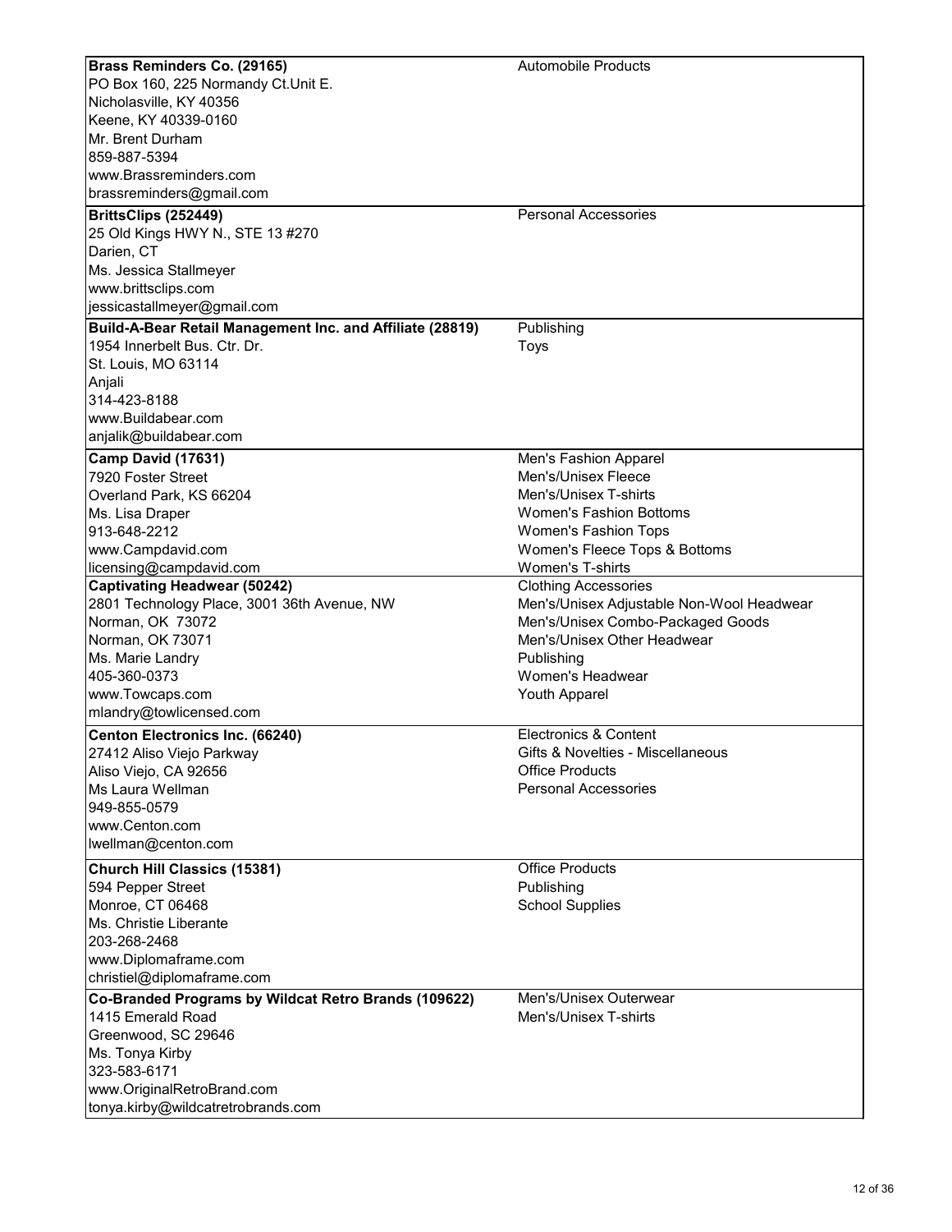| Licensee | Product Categories |
| --- | --- |
| **Brass Reminders Co. (29165)**<br>PO Box 160, 225 Normandy Ct.Unit E.<br>Nicholasville, KY 40356<br>Keene, KY 40339-0160<br>Mr. Brent Durham<br>859-887-5394<br>www.Brassreminders.com<br>brassreminders@gmail.com | Automobile Products |
| **BrittsClips (252449)**<br>25 Old Kings HWY N., STE 13 #270<br>Darien, CT<br>Ms. Jessica Stallmeyer<br>www.brittsclips.com<br>jessicastallmeyer@gmail.com | Personal Accessories |
| **Build-A-Bear Retail Management Inc. and Affiliate (28819)**<br>1954 Innerbelt Bus. Ctr. Dr.<br>St. Louis, MO 63114<br>Anjali<br>314-423-8188<br>www.Buildabear.com<br>anjalik@buildabear.com | Publishing<br>Toys |
| **Camp David (17631)**<br>7920 Foster Street<br>Overland Park, KS 66204<br>Ms. Lisa Draper<br>913-648-2212<br>www.Campdavid.com<br>licensing@campdavid.com | Men's Fashion Apparel<br>Men's/Unisex Fleece<br>Men's/Unisex T-shirts<br>Women's Fashion Bottoms<br>Women's Fashion Tops<br>Women's Fleece Tops & Bottoms<br>Women's T-shirts |
| **Captivating Headwear (50242)**<br>2801 Technology Place, 3001 36th Avenue, NW<br>Norman, OK 73072<br>Norman, OK 73071<br>Ms. Marie Landry<br>405-360-0373<br>www.Towcaps.com<br>mlandry@towlicensed.com | Clothing Accessories<br>Men's/Unisex Adjustable Non-Wool Headwear<br>Men's/Unisex Combo-Packaged Goods<br>Men's/Unisex Other Headwear<br>Publishing<br>Women's Headwear<br>Youth Apparel |
| **Centon Electronics Inc. (66240)**<br>27412 Aliso Viejo Parkway<br>Aliso Viejo, CA 92656<br>Ms Laura Wellman<br>949-855-0579<br>www.Centon.com<br>lwellman@centon.com | Electronics & Content<br>Gifts & Novelties - Miscellaneous<br>Office Products<br>Personal Accessories |
| **Church Hill Classics (15381)**<br>594 Pepper Street<br>Monroe, CT 06468<br>Ms. Christie Liberante<br>203-268-2468<br>www.Diplomaframe.com<br>christiel@diplomaframe.com | Office Products<br>Publishing<br>School Supplies |
| **Co-Branded Programs by Wildcat Retro Brands (109622)**<br>1415 Emerald Road<br>Greenwood, SC 29646<br>Ms. Tonya Kirby<br>323-583-6171<br>www.OriginalRetroBrand.com<br>tonya.kirby@wildcatretrobrands.com | Men's/Unisex Outerwear<br>Men's/Unisex T-shirts |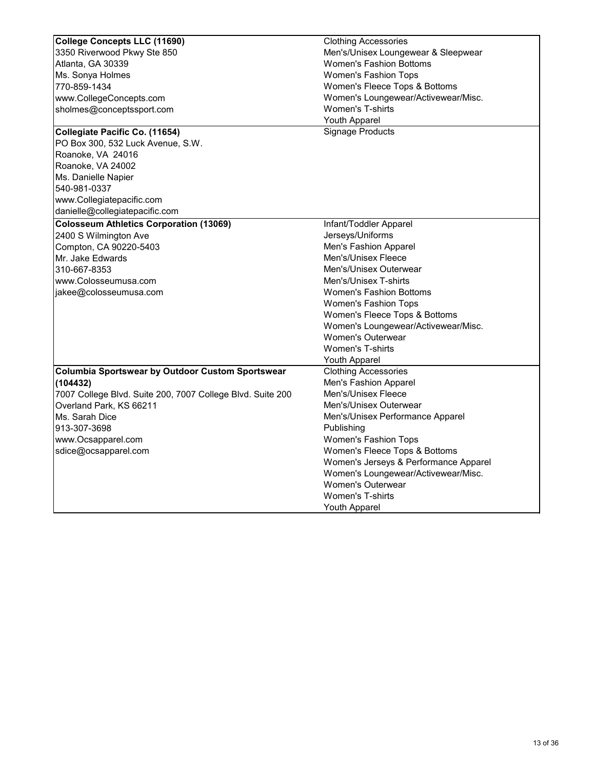| Company | Product Categories |
|---|---|
| **College Concepts LLC (11690)**<br>3350 Riverwood Pkwy Ste 850<br>Atlanta, GA 30339<br>Ms. Sonya Holmes<br>770-859-1434<br>www.CollegeConcepts.com<br>sholmes@conceptssport.com | Clothing Accessories<br>Men's/Unisex Loungewear & Sleepwear<br>Women's Fashion Bottoms<br>Women's Fashion Tops<br>Women's Fleece Tops & Bottoms<br>Women's Loungewear/Activewear/Misc.<br>Women's T-shirts<br>Youth Apparel |
| **Collegiate Pacific Co. (11654)**<br>PO Box 300, 532 Luck Avenue, S.W.<br>Roanoke, VA 24016<br>Roanoke, VA 24002<br>Ms. Danielle Napier<br>540-981-0337<br>www.Collegiatepacific.com<br>danielle@collegiatepacific.com | Signage Products |
| **Colosseum Athletics Corporation (13069)**<br>2400 S Wilmington Ave<br>Compton, CA 90220-5403<br>Mr. Jake Edwards<br>310-667-8353<br>www.Colosseumusa.com<br>jakee@colosseumusa.com | Infant/Toddler Apparel<br>Jerseys/Uniforms<br>Men's Fashion Apparel<br>Men's/Unisex Fleece<br>Men's/Unisex Outerwear<br>Men's/Unisex T-shirts<br>Women's Fashion Bottoms<br>Women's Fashion Tops<br>Women's Fleece Tops & Bottoms<br>Women's Loungewear/Activewear/Misc.<br>Women's Outerwear<br>Women's T-shirts<br>Youth Apparel |
| **Columbia Sportswear by Outdoor Custom Sportswear (104432)**<br>7007 College Blvd. Suite 200, 7007 College Blvd. Suite 200<br>Overland Park, KS 66211<br>Ms. Sarah Dice<br>913-307-3698<br>www.Ocsapparel.com<br>sdice@ocsapparel.com | Clothing Accessories<br>Men's Fashion Apparel<br>Men's/Unisex Fleece<br>Men's/Unisex Outerwear<br>Men's/Unisex Performance Apparel<br>Publishing<br>Women's Fashion Tops<br>Women's Fleece Tops & Bottoms<br>Women's Jerseys & Performance Apparel<br>Women's Loungewear/Activewear/Misc.<br>Women's Outerwear<br>Women's T-shirts<br>Youth Apparel |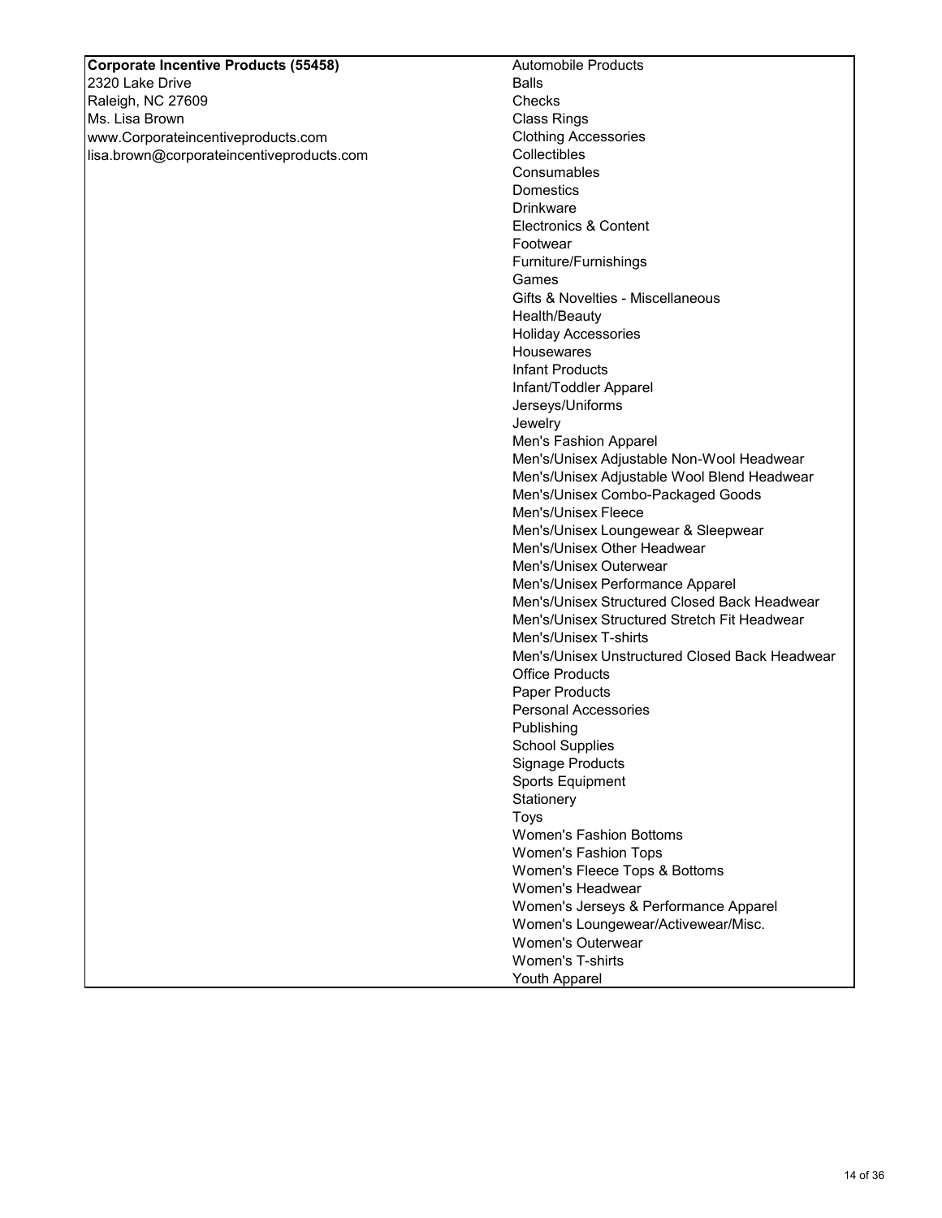| **Corporate Incentive Products (55458)**<br>2320 Lake Drive<br>Raleigh, NC 27609<br>Ms. Lisa Brown<br>www.Corporateincentiveproducts.com<br>lisa.brown@corporateincentiveproducts.com | Automobile Products<br>Balls<br>Checks<br>Class Rings<br>Clothing Accessories<br>Collectibles<br>Consumables<br>Domestics<br>Drinkware<br>Electronics & Content<br>Footwear<br>Furniture/Furnishings<br>Games<br>Gifts & Novelties - Miscellaneous<br>Health/Beauty<br>Holiday Accessories<br>Housewares<br>Infant Products<br>Infant/Toddler Apparel<br>Jerseys/Uniforms<br>Jewelry<br>Men's Fashion Apparel<br>Men's/Unisex Adjustable Non-Wool Headwear<br>Men's/Unisex Adjustable Wool Blend Headwear<br>Men's/Unisex Combo-Packaged Goods<br>Men's/Unisex Fleece<br>Men's/Unisex Loungewear & Sleepwear<br>Men's/Unisex Other Headwear<br>Men's/Unisex Outerwear<br>Men's/Unisex Performance Apparel<br>Men's/Unisex Structured Closed Back Headwear<br>Men's/Unisex Structured Stretch Fit Headwear<br>Men's/Unisex T-shirts<br>Men's/Unisex Unstructured Closed Back Headwear<br>Office Products<br>Paper Products<br>Personal Accessories<br>Publishing<br>School Supplies<br>Signage Products<br>Sports Equipment<br>Stationery<br>Toys<br>Women's Fashion Bottoms<br>Women's Fashion Tops<br>Women's Fleece Tops & Bottoms<br>Women's Headwear<br>Women's Jerseys & Performance Apparel<br>Women's Loungewear/Activewear/Misc.<br>Women's Outerwear<br>Women's T-shirts<br>Youth Apparel |
|---|---|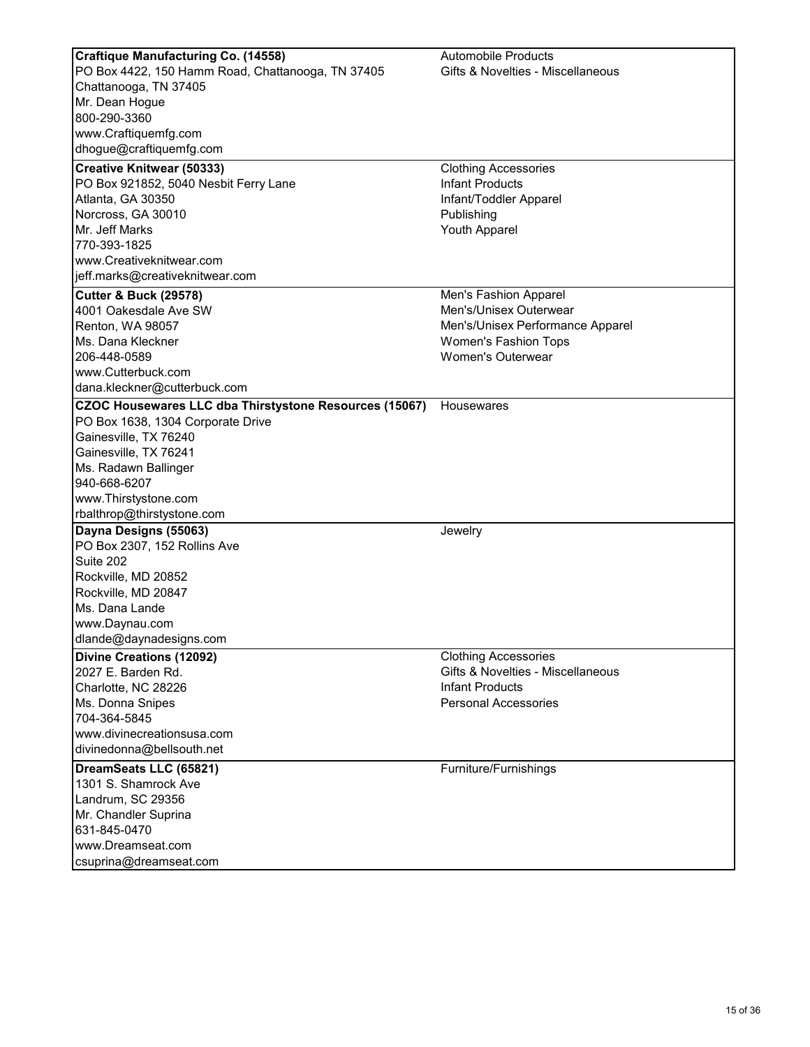| | |
|---|---|
| **Craftique Manufacturing Co. (14558)**<br>PO Box 4422, 150 Hamm Road, Chattanooga, TN 37405<br>Chattanooga, TN 37405<br>Mr. Dean Hogue<br>800-290-3360<br>www.Craftiquemfg.com<br>dhogue@craftiquemfg.com | Automobile Products<br>Gifts & Novelties - Miscellaneous |
| **Creative Knitwear (50333)**<br>PO Box 921852, 5040 Nesbit Ferry Lane<br>Atlanta, GA 30350<br>Norcross, GA 30010<br>Mr. Jeff Marks<br>770-393-1825<br>www.Creativeknitwear.com<br>jeff.marks@creativeknitwear.com | Clothing Accessories<br>Infant Products<br>Infant/Toddler Apparel<br>Publishing<br>Youth Apparel |
| **Cutter & Buck (29578)**<br>4001 Oakesdale Ave SW<br>Renton, WA 98057<br>Ms. Dana Kleckner<br>206-448-0589<br>www.Cutterbuck.com<br>dana.kleckner@cutterbuck.com | Men's Fashion Apparel<br>Men's/Unisex Outerwear<br>Men's/Unisex Performance Apparel<br>Women's Fashion Tops<br>Women's Outerwear |
| **CZOC Housewares LLC dba Thirstystone Resources (15067)**<br>PO Box 1638, 1304 Corporate Drive<br>Gainesville, TX 76240<br>Gainesville, TX 76241<br>Ms. Radawn Ballinger<br>940-668-6207<br>www.Thirstystone.com<br>rbalthrop@thirstystone.com | Housewares |
| **Dayna Designs (55063)**<br>PO Box 2307, 152 Rollins Ave<br>Suite 202<br>Rockville, MD 20852<br>Rockville, MD 20847<br>Ms. Dana Lande<br>www.Daynau.com<br>dlande@daynadesigns.com | Jewelry |
| **Divine Creations (12092)**<br>2027 E. Barden Rd.<br>Charlotte, NC 28226<br>Ms. Donna Snipes<br>704-364-5845<br>www.divinecreationsusa.com<br>divinedonna@bellsouth.net | Clothing Accessories<br>Gifts & Novelties - Miscellaneous<br>Infant Products<br>Personal Accessories |
| **DreamSeats LLC (65821)**<br>1301 S. Shamrock Ave<br>Landrum, SC 29356<br>Mr. Chandler Suprina<br>631-845-0470<br>www.Dreamseat.com<br>csuprina@dreamseat.com | Furniture/Furnishings |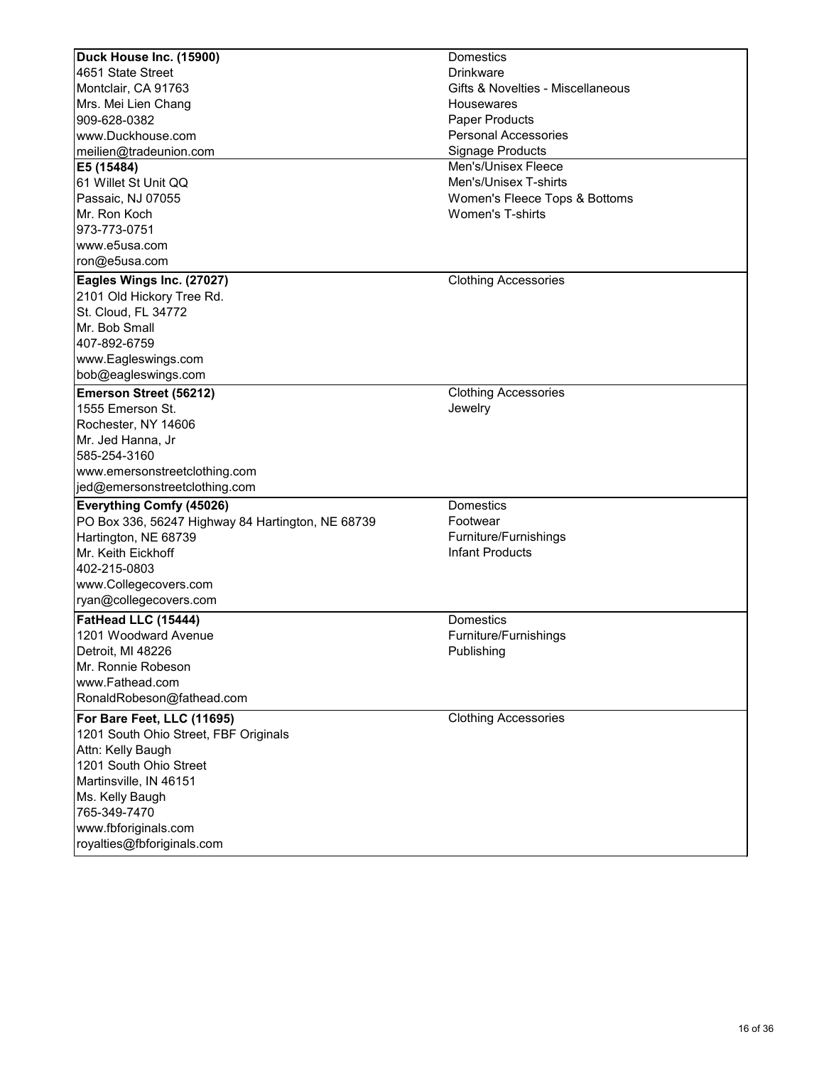| Company | Categories |
|---|---|
| **Duck House Inc. (15900)**<br>4651 State Street<br>Montclair, CA 91763<br>Mrs. Mei Lien Chang<br>909-628-0382<br>www.Duckhouse.com<br>meilien@tradeunion.com | Domestics<br>Drinkware<br>Gifts & Novelties - Miscellaneous<br>Housewares<br>Paper Products<br>Personal Accessories<br>Signage Products |
| **E5 (15484)**<br>61 Willet St Unit QQ<br>Passaic, NJ 07055<br>Mr. Ron Koch<br>973-773-0751<br>www.e5usa.com<br>ron@e5usa.com | Men's/Unisex Fleece<br>Men's/Unisex T-shirts<br>Women's Fleece Tops & Bottoms<br>Women's T-shirts |
| **Eagles Wings Inc. (27027)**<br>2101 Old Hickory Tree Rd.<br>St. Cloud, FL 34772<br>Mr. Bob Small<br>407-892-6759<br>www.Eagleswings.com<br>bob@eagleswings.com | Clothing Accessories |
| **Emerson Street (56212)**<br>1555 Emerson St.<br>Rochester, NY 14606<br>Mr. Jed Hanna, Jr<br>585-254-3160<br>www.emersonstreetclothing.com<br>jed@emersonstreetclothing.com | Clothing Accessories<br>Jewelry |
| **Everything Comfy (45026)**<br>PO Box 336, 56247 Highway 84 Hartington, NE 68739<br>Hartington, NE 68739<br>Mr. Keith Eickhoff<br>402-215-0803<br>www.Collegecovers.com<br>ryan@collegecovers.com | Domestics<br>Footwear<br>Furniture/Furnishings<br>Infant Products |
| **FatHead LLC (15444)**<br>1201 Woodward Avenue<br>Detroit, MI 48226<br>Mr. Ronnie Robeson<br>www.Fathead.com<br>RonaldRobeson@fathead.com | Domestics<br>Furniture/Furnishings<br>Publishing |
| **For Bare Feet, LLC (11695)**<br>1201 South Ohio Street, FBF Originals<br>Attn: Kelly Baugh<br>1201 South Ohio Street<br>Martinsville, IN 46151<br>Ms. Kelly Baugh<br>765-349-7470<br>www.fbforiginals.com<br>royalties@fbforiginals.com | Clothing Accessories |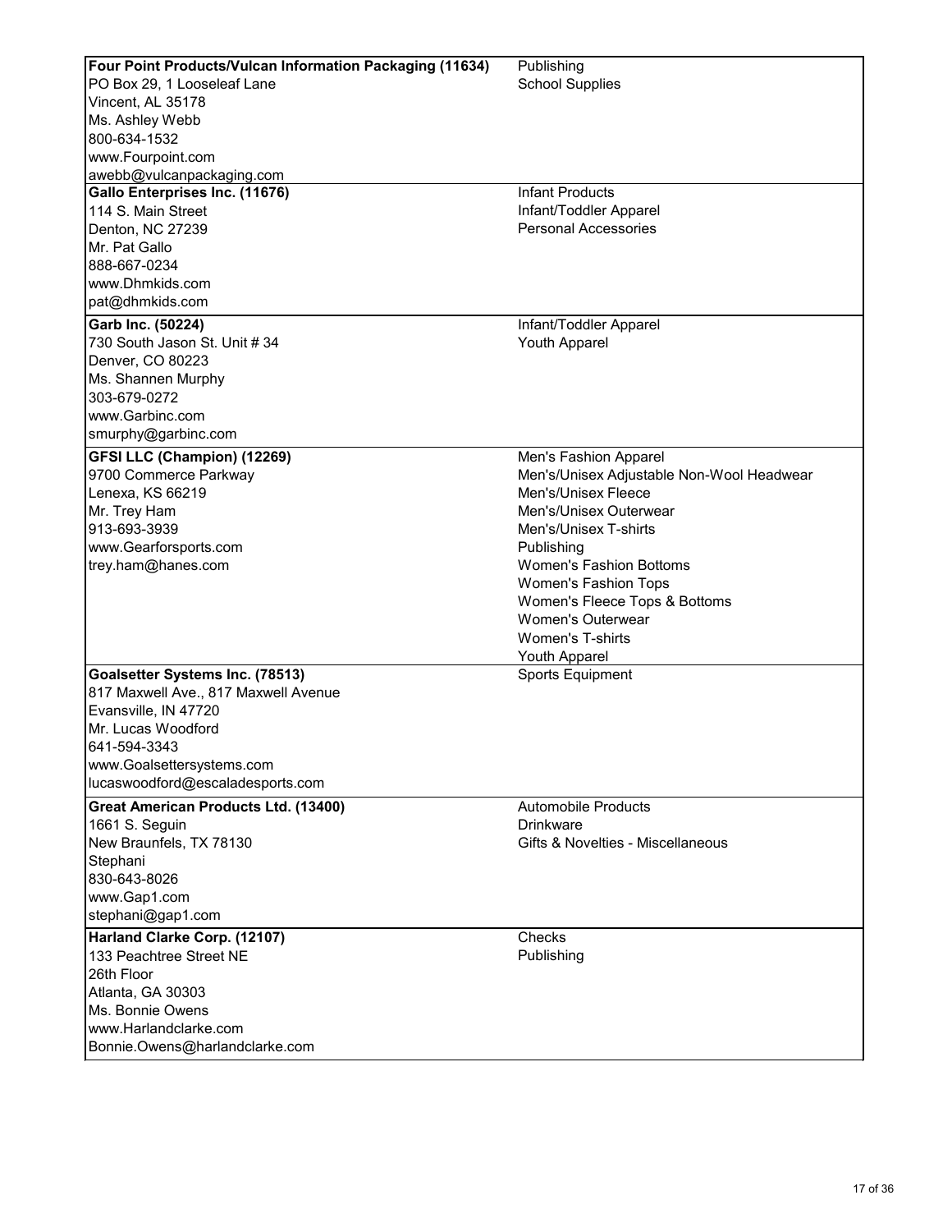| | |
|---|---|
| **Four Point Products/Vulcan Information Packaging (11634)**<br>PO Box 29, 1 Looseleaf Lane<br>Vincent, AL 35178<br>Ms. Ashley Webb<br>800-634-1532<br>www.Fourpoint.com<br>awebb@vulcanpackaging.com | Publishing<br>School Supplies |
| **Gallo Enterprises Inc. (11676)**<br>114 S. Main Street<br>Denton, NC 27239<br>Mr. Pat Gallo<br>888-667-0234<br>www.Dhmkids.com<br>pat@dhmkids.com | Infant Products<br>Infant/Toddler Apparel<br>Personal Accessories |
| **Garb Inc. (50224)**<br>730 South Jason St. Unit # 34<br>Denver, CO 80223<br>Ms. Shannen Murphy<br>303-679-0272<br>www.Garbinc.com<br>smurphy@garbinc.com | Infant/Toddler Apparel<br>Youth Apparel |
| **GFSI LLC (Champion) (12269)**<br>9700 Commerce Parkway<br>Lenexa, KS 66219<br>Mr. Trey Ham<br>913-693-3939<br>www.Gearforsports.com<br>trey.ham@hanes.com | Men's Fashion Apparel<br>Men's/Unisex Adjustable Non-Wool Headwear<br>Men's/Unisex Fleece<br>Men's/Unisex Outerwear<br>Men's/Unisex T-shirts<br>Publishing<br>Women's Fashion Bottoms<br>Women's Fashion Tops<br>Women's Fleece Tops & Bottoms<br>Women's Outerwear<br>Women's T-shirts<br>Youth Apparel |
| **Goalsetter Systems Inc. (78513)**<br>817 Maxwell Ave., 817 Maxwell Avenue<br>Evansville, IN 47720<br>Mr. Lucas Woodford<br>641-594-3343<br>www.Goalsettersystems.com<br>lucaswoodford@escaladesports.com | Sports Equipment |
| **Great American Products Ltd. (13400)**<br>1661 S. Seguin<br>New Braunfels, TX 78130<br>Stephani<br>830-643-8026<br>www.Gap1.com<br>stephani@gap1.com | Automobile Products<br>Drinkware<br>Gifts & Novelties - Miscellaneous |
| **Harland Clarke Corp. (12107)**<br>133 Peachtree Street NE<br>26th Floor<br>Atlanta, GA 30303<br>Ms. Bonnie Owens<br>www.Harlandclarke.com<br>Bonnie.Owens@harlandclarke.com | Checks<br>Publishing |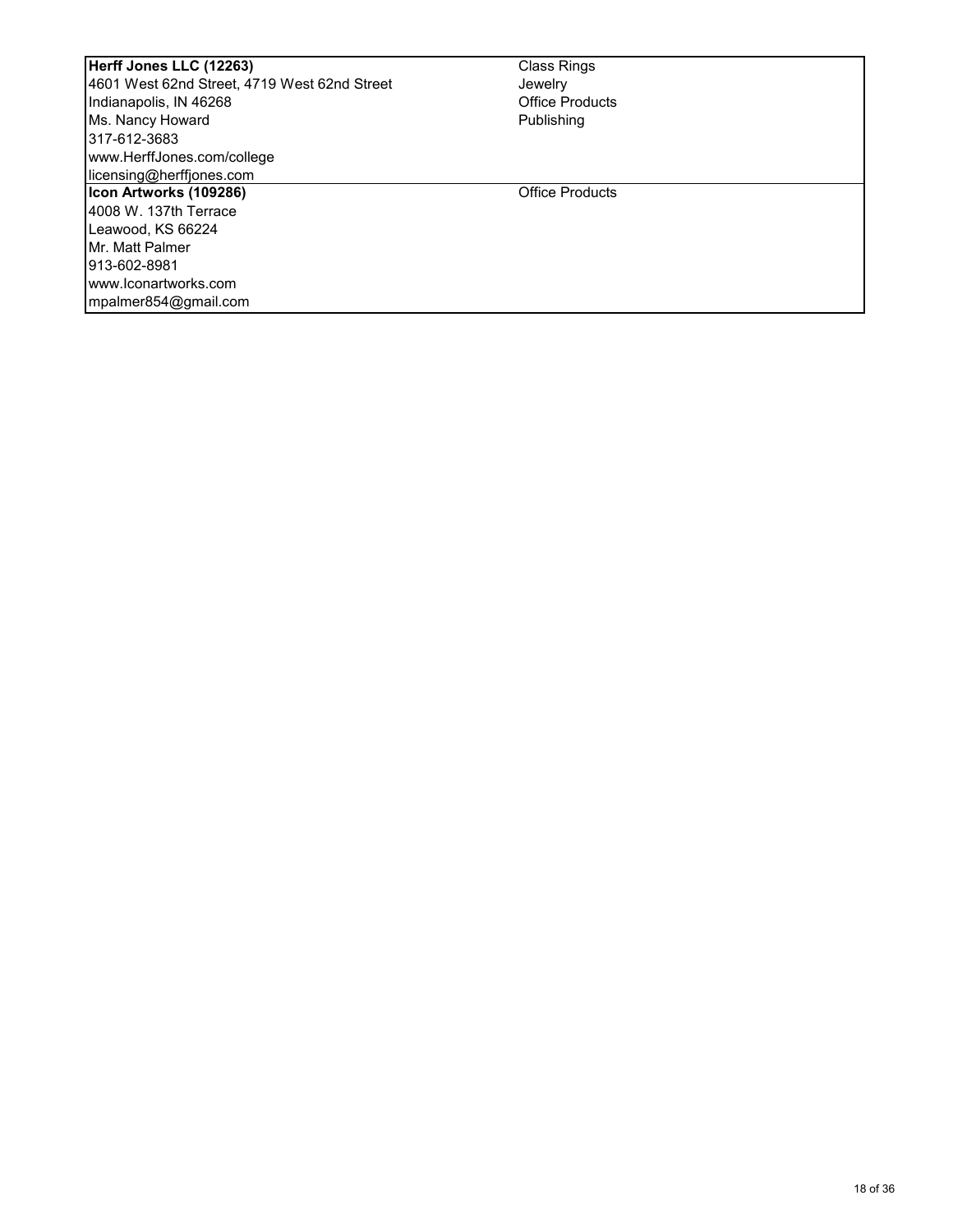| | |
|---|---|
| **Herff Jones LLC (12263)**<br>4601 West 62nd Street, 4719 West 62nd Street<br>Indianapolis, IN 46268<br>Ms. Nancy Howard<br>317-612-3683<br>www.HerffJones.com/college<br>licensing@herffjones.com | Class Rings<br>Jewelry<br>Office Products<br>Publishing |
| **Icon Artworks (109286)**<br>4008 W. 137th Terrace<br>Leawood, KS 66224<br>Mr. Matt Palmer<br>913-602-8981<br>www.Iconartworks.com<br>mpalmer854@gmail.com | Office Products |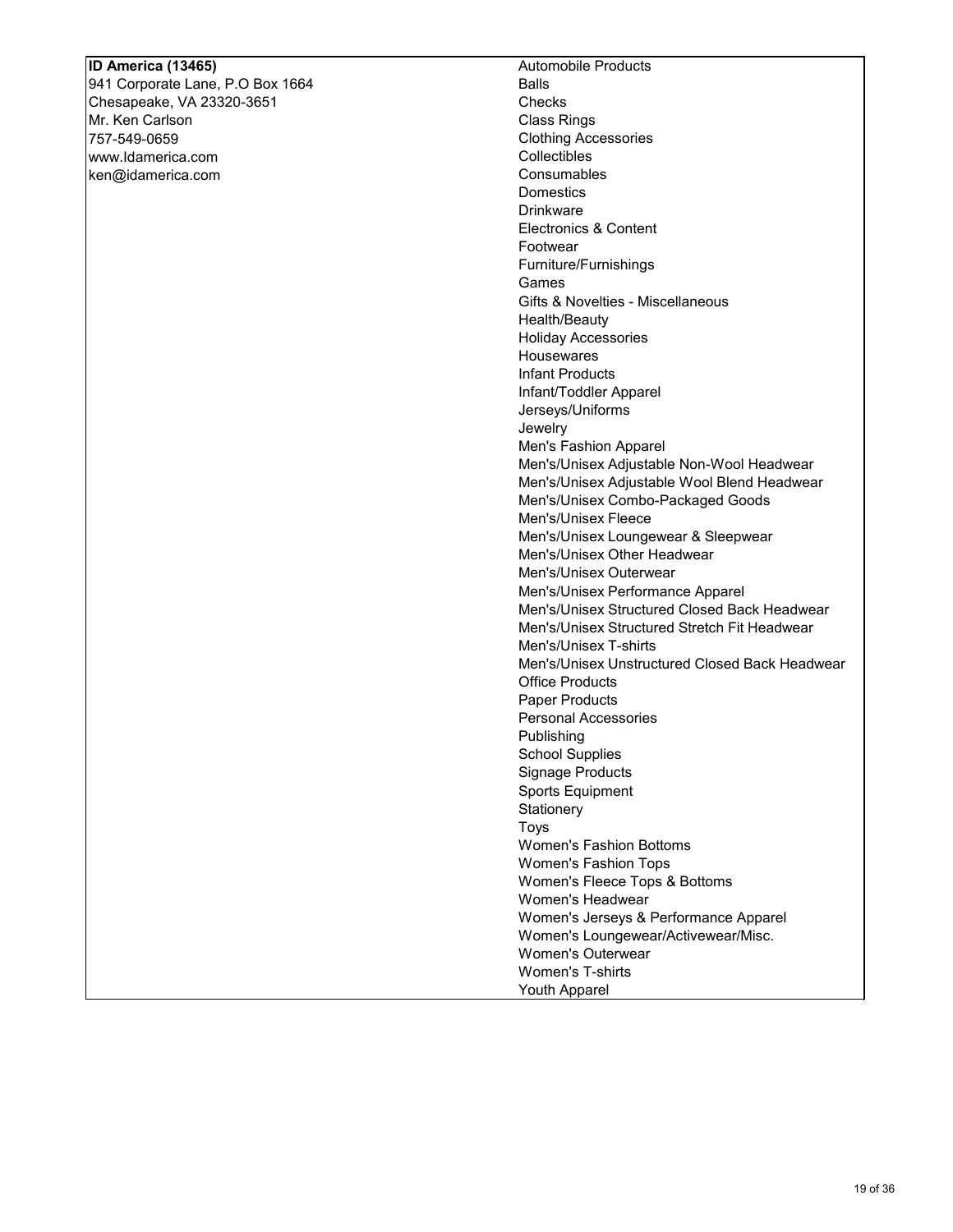| **ID America (13465)** | Automobile Products |
|---|---|
| 941 Corporate Lane, P.O Box 1664 | Balls |
| Chesapeake, VA 23320-3651 | Checks |
| Mr. Ken Carlson | Class Rings |
| 757-549-0659 | Clothing Accessories |
| www.Idamerica.com | Collectibles |
| ken@idamerica.com | Consumables |
| | Domestics |
| | Drinkware |
| | Electronics & Content |
| | Footwear |
| | Furniture/Furnishings |
| | Games |
| | Gifts & Novelties - Miscellaneous |
| | Health/Beauty |
| | Holiday Accessories |
| | Housewares |
| | Infant Products |
| | Infant/Toddler Apparel |
| | Jerseys/Uniforms |
| | Jewelry |
| | Men's Fashion Apparel |
| | Men's/Unisex Adjustable Non-Wool Headwear |
| | Men's/Unisex Adjustable Wool Blend Headwear |
| | Men's/Unisex Combo-Packaged Goods |
| | Men's/Unisex Fleece |
| | Men's/Unisex Loungewear & Sleepwear |
| | Men's/Unisex Other Headwear |
| | Men's/Unisex Outerwear |
| | Men's/Unisex Performance Apparel |
| | Men's/Unisex Structured Closed Back Headwear |
| | Men's/Unisex Structured Stretch Fit Headwear |
| | Men's/Unisex T-shirts |
| | Men's/Unisex Unstructured Closed Back Headwear |
| | Office Products |
| | Paper Products |
| | Personal Accessories |
| | Publishing |
| | School Supplies |
| | Signage Products |
| | Sports Equipment |
| | Stationery |
| | Toys |
| | Women's Fashion Bottoms |
| | Women's Fashion Tops |
| | Women's Fleece Tops & Bottoms |
| | Women's Headwear |
| | Women's Jerseys & Performance Apparel |
| | Women's Loungewear/Activewear/Misc. |
| | Women's Outerwear |
| | Women's T-shirts |
| | Youth Apparel |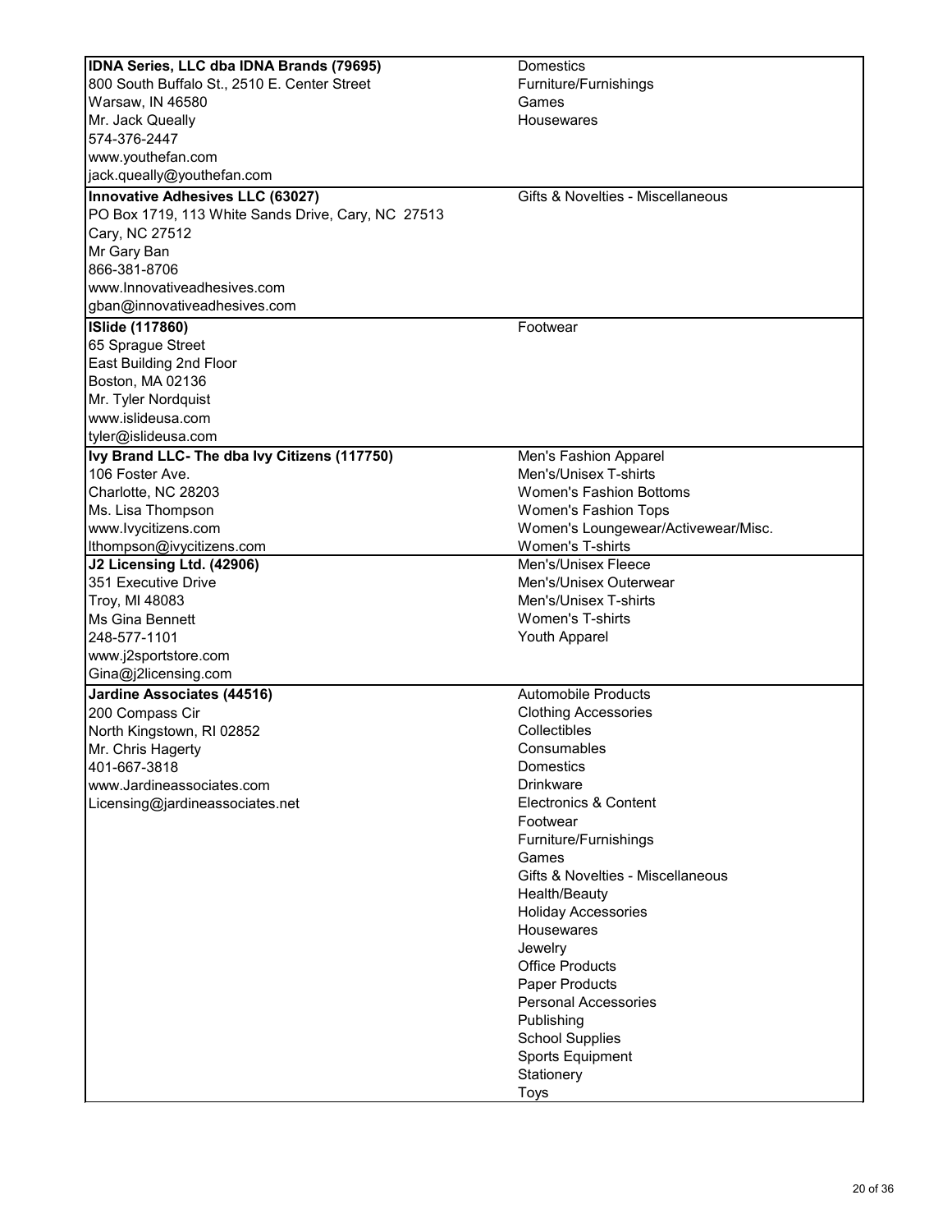| | |
|---|---|
| **IDNA Series, LLC dba IDNA Brands (79695)**<br>800 South Buffalo St., 2510 E. Center Street<br>Warsaw, IN 46580<br>Mr. Jack Queally<br>574-376-2447<br>www.youthefan.com<br>jack.queally@youthefan.com | Domestics<br>Furniture/Furnishings<br>Games<br>Housewares |
| **Innovative Adhesives LLC (63027)**<br>PO Box 1719, 113 White Sands Drive, Cary, NC 27513<br>Cary, NC 27512<br>Mr Gary Ban<br>866-381-8706<br>www.Innovativeadhesives.com<br>gban@innovativeadhesives.com | Gifts & Novelties - Miscellaneous |
| **ISlide (117860)**<br>65 Sprague Street<br>East Building 2nd Floor<br>Boston, MA 02136<br>Mr. Tyler Nordquist<br>www.islideusa.com<br>tyler@islideusa.com | Footwear |
| **Ivy Brand LLC- The dba Ivy Citizens (117750)**<br>106 Foster Ave.<br>Charlotte, NC 28203<br>Ms. Lisa Thompson<br>www.Ivycitizens.com<br>lthompson@ivycitizens.com | Men's Fashion Apparel<br>Men's/Unisex T-shirts<br>Women's Fashion Bottoms<br>Women's Fashion Tops<br>Women's Loungewear/Activewear/Misc.<br>Women's T-shirts |
| **J2 Licensing Ltd. (42906)**<br>351 Executive Drive<br>Troy, MI 48083<br>Ms Gina Bennett<br>248-577-1101<br>www.j2sportstore.com<br>Gina@j2licensing.com | Men's/Unisex Fleece<br>Men's/Unisex Outerwear<br>Men's/Unisex T-shirts<br>Women's T-shirts<br>Youth Apparel |
| **Jardine Associates (44516)**<br>200 Compass Cir<br>North Kingstown, RI 02852<br>Mr. Chris Hagerty<br>401-667-3818<br>www.Jardineassociates.com<br>Licensing@jardineassociates.net | Automobile Products<br>Clothing Accessories<br>Collectibles<br>Consumables<br>Domestics<br>Drinkware<br>Electronics & Content<br>Footwear<br>Furniture/Furnishings<br>Games<br>Gifts & Novelties - Miscellaneous<br>Health/Beauty<br>Holiday Accessories<br>Housewares<br>Jewelry<br>Office Products<br>Paper Products<br>Personal Accessories<br>Publishing<br>School Supplies<br>Sports Equipment<br>Stationery<br>Toys |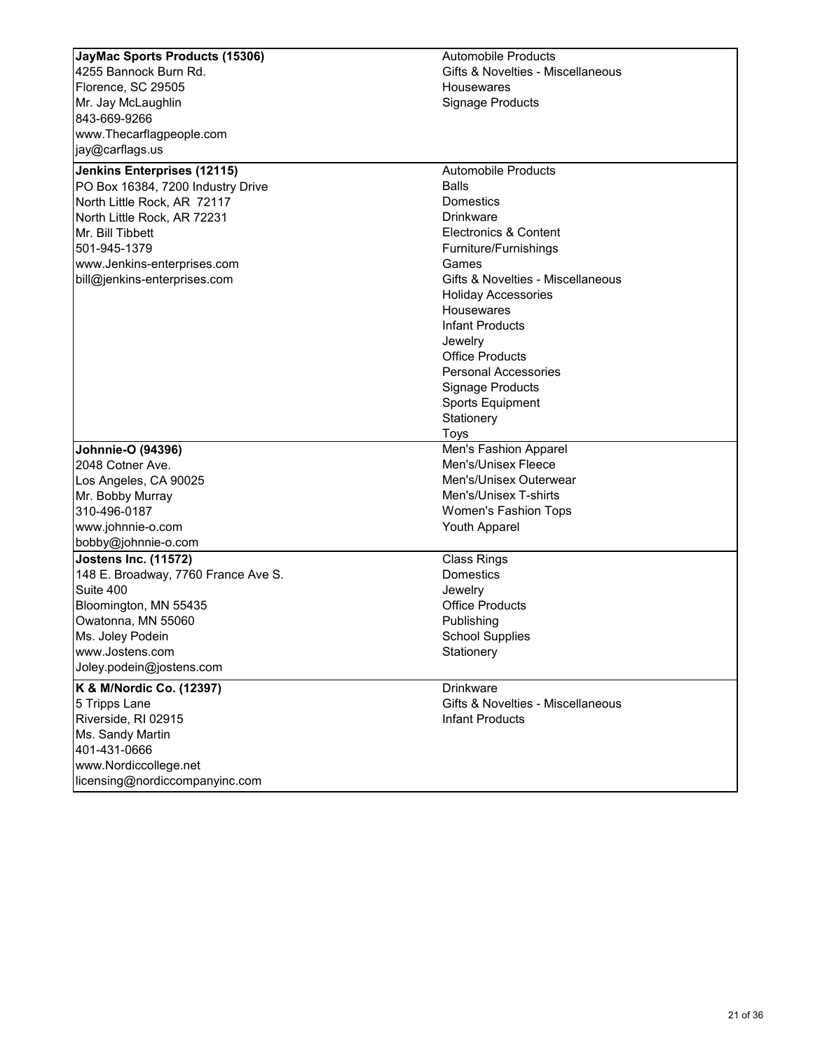| Licensee | Product Categories |
| --- | --- |
| **JayMac Sports Products (15306)**<br>4255 Bannock Burn Rd.<br>Florence, SC 29505<br>Mr. Jay McLaughlin<br>843-669-9266<br>www.Thecarflagpeople.com<br>jay@carflags.us | Automobile Products<br>Gifts & Novelties - Miscellaneous<br>Housewares<br>Signage Products |
| **Jenkins Enterprises (12115)**<br>PO Box 16384, 7200 Industry Drive<br>North Little Rock, AR 72117<br>North Little Rock, AR 72231<br>Mr. Bill Tibbett<br>501-945-1379<br>www.Jenkins-enterprises.com<br>bill@jenkins-enterprises.com | Automobile Products<br>Balls<br>Domestics<br>Drinkware<br>Electronics & Content<br>Furniture/Furnishings<br>Games<br>Gifts & Novelties - Miscellaneous<br>Holiday Accessories<br>Housewares<br>Infant Products<br>Jewelry<br>Office Products<br>Personal Accessories<br>Signage Products<br>Sports Equipment<br>Stationery<br>Toys |
| **Johnnie-O (94396)**<br>2048 Cotner Ave.<br>Los Angeles, CA 90025<br>Mr. Bobby Murray<br>310-496-0187<br>www.johnnie-o.com<br>bobby@johnnie-o.com | Men's Fashion Apparel<br>Men's/Unisex Fleece<br>Men's/Unisex Outerwear<br>Men's/Unisex T-shirts<br>Women's Fashion Tops<br>Youth Apparel |
| **Jostens Inc. (11572)**<br>148 E. Broadway, 7760 France Ave S.<br>Suite 400<br>Bloomington, MN 55435<br>Owatonna, MN 55060<br>Ms. Joley Podein<br>www.Jostens.com<br>Joley.podein@jostens.com | Class Rings<br>Domestics<br>Jewelry<br>Office Products<br>Publishing<br>School Supplies<br>Stationery |
| **K & M/Nordic Co. (12397)**<br>5 Tripps Lane<br>Riverside, RI 02915<br>Ms. Sandy Martin<br>401-431-0666<br>www.Nordiccollege.net<br>licensing@nordiccompanyinc.com | Drinkware<br>Gifts & Novelties - Miscellaneous<br>Infant Products |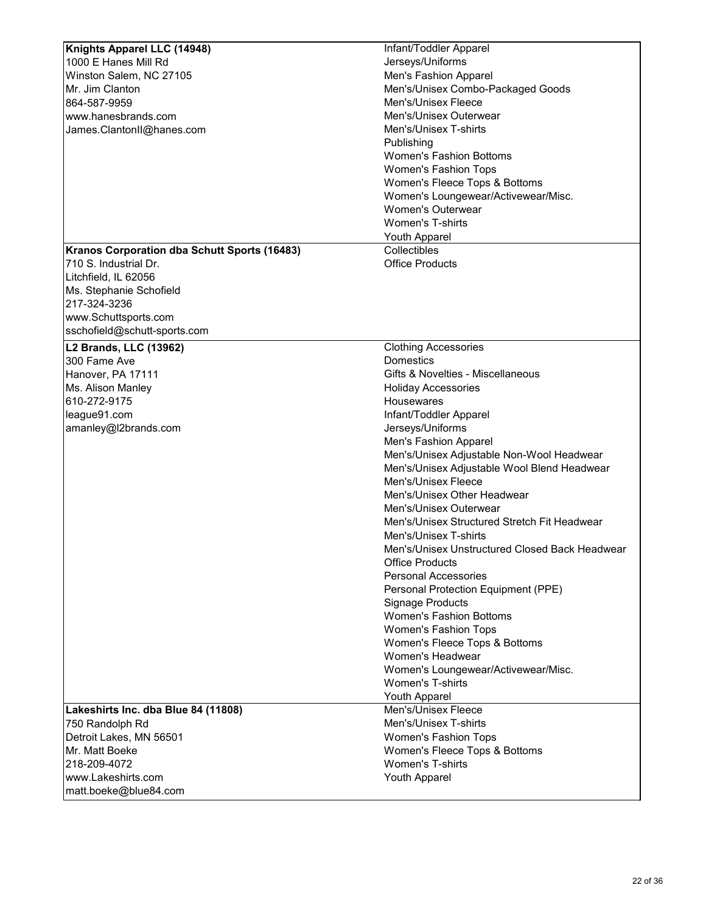| Licensee | Product Categories |
|---|---|
| **Knights Apparel LLC (14948)**<br>1000 E Hanes Mill Rd<br>Winston Salem, NC 27105<br>Mr. Jim Clanton<br>864-587-9959<br>www.hanesbrands.com<br>James.ClantonII@hanes.com | Infant/Toddler Apparel<br>Jerseys/Uniforms<br>Men's Fashion Apparel<br>Men's/Unisex Combo-Packaged Goods<br>Men's/Unisex Fleece<br>Men's/Unisex Outerwear<br>Men's/Unisex T-shirts<br>Publishing<br>Women's Fashion Bottoms<br>Women's Fashion Tops<br>Women's Fleece Tops & Bottoms<br>Women's Loungewear/Activewear/Misc.<br>Women's Outerwear<br>Women's T-shirts<br>Youth Apparel |
| **Kranos Corporation dba Schutt Sports (16483)**<br>710 S. Industrial Dr.<br>Litchfield, IL 62056<br>Ms. Stephanie Schofield<br>217-324-3236<br>www.Schuttsports.com<br>sschofield@schutt-sports.com | Collectibles<br>Office Products |
| **L2 Brands, LLC (13962)**<br>300 Fame Ave<br>Hanover, PA 17111<br>Ms. Alison Manley<br>610-272-9175<br>league91.com<br>amanley@l2brands.com | Clothing Accessories<br>Domestics<br>Gifts & Novelties - Miscellaneous<br>Holiday Accessories<br>Housewares<br>Infant/Toddler Apparel<br>Jerseys/Uniforms<br>Men's Fashion Apparel<br>Men's/Unisex Adjustable Non-Wool Headwear<br>Men's/Unisex Adjustable Wool Blend Headwear<br>Men's/Unisex Fleece<br>Men's/Unisex Other Headwear<br>Men's/Unisex Outerwear<br>Men's/Unisex Structured Stretch Fit Headwear<br>Men's/Unisex T-shirts<br>Men's/Unisex Unstructured Closed Back Headwear<br>Office Products<br>Personal Accessories<br>Personal Protection Equipment (PPE)<br>Signage Products<br>Women's Fashion Bottoms<br>Women's Fashion Tops<br>Women's Fleece Tops & Bottoms<br>Women's Headwear<br>Women's Loungewear/Activewear/Misc.<br>Women's T-shirts<br>Youth Apparel |
| **Lakeshirts Inc. dba Blue 84 (11808)**<br>750 Randolph Rd<br>Detroit Lakes, MN 56501<br>Mr. Matt Boeke<br>218-209-4072<br>www.Lakeshirts.com<br>matt.boeke@blue84.com | Men's/Unisex Fleece<br>Men's/Unisex T-shirts<br>Women's Fashion Tops<br>Women's Fleece Tops & Bottoms<br>Women's T-shirts<br>Youth Apparel |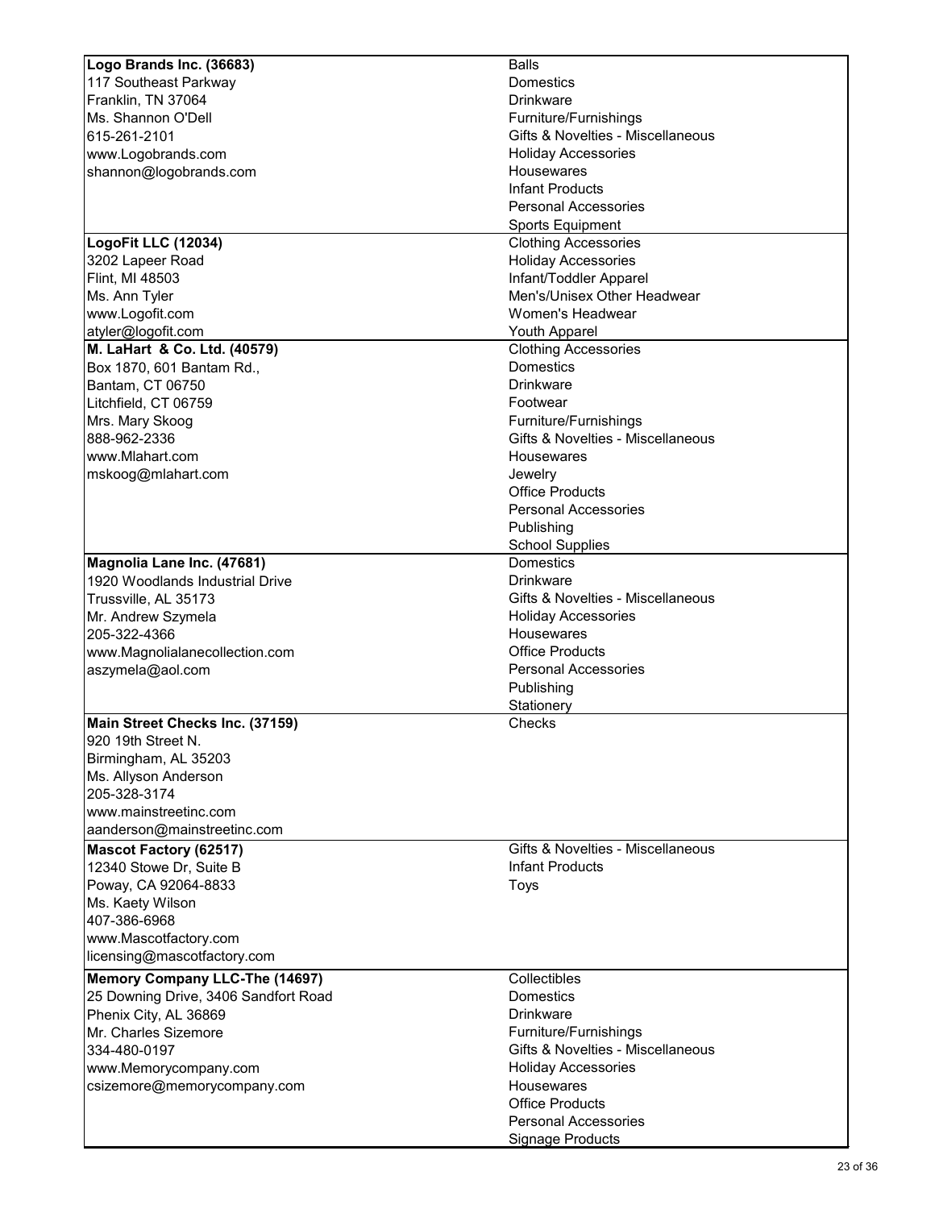| Company | Categories |
| --- | --- |
| **Logo Brands Inc. (36683)**<br>117 Southeast Parkway<br>Franklin, TN 37064<br>Ms. Shannon O'Dell<br>615-261-2101<br>www.Logobrands.com<br>shannon@logobrands.com | Balls<br>Domestics<br>Drinkware<br>Furniture/Furnishings<br>Gifts & Novelties - Miscellaneous<br>Holiday Accessories<br>Housewares<br>Infant Products<br>Personal Accessories<br>Sports Equipment |
| **LogoFit LLC (12034)**<br>3202 Lapeer Road<br>Flint, MI 48503<br>Ms. Ann Tyler<br>www.Logofit.com<br>atyler@logofit.com | Clothing Accessories<br>Holiday Accessories<br>Infant/Toddler Apparel<br>Men's/Unisex Other Headwear<br>Women's Headwear<br>Youth Apparel |
| **M. LaHart & Co. Ltd. (40579)**<br>Box 1870, 601 Bantam Rd.,<br>Bantam, CT 06750<br>Litchfield, CT 06759<br>Mrs. Mary Skoog<br>888-962-2336<br>www.Mlahart.com<br>mskoog@mlahart.com | Clothing Accessories<br>Domestics<br>Drinkware<br>Footwear<br>Furniture/Furnishings<br>Gifts & Novelties - Miscellaneous<br>Housewares<br>Jewelry<br>Office Products<br>Personal Accessories<br>Publishing<br>School Supplies |
| **Magnolia Lane Inc. (47681)**<br>1920 Woodlands Industrial Drive<br>Trussville, AL 35173<br>Mr. Andrew Szymela<br>205-322-4366<br>www.Magnolialanecollection.com<br>aszymela@aol.com | Domestics<br>Drinkware<br>Gifts & Novelties - Miscellaneous<br>Holiday Accessories<br>Housewares<br>Office Products<br>Personal Accessories<br>Publishing<br>Stationery |
| **Main Street Checks Inc. (37159)**<br>920 19th Street N.<br>Birmingham, AL 35203<br>Ms. Allyson Anderson<br>205-328-3174<br>www.mainstreetinc.com<br>aanderson@mainstreetinc.com | Checks |
| **Mascot Factory (62517)**<br>12340 Stowe Dr, Suite B<br>Poway, CA 92064-8833<br>Ms. Kaety Wilson<br>407-386-6968<br>www.Mascotfactory.com<br>licensing@mascotfactory.com | Gifts & Novelties - Miscellaneous<br>Infant Products<br>Toys |
| **Memory Company LLC-The (14697)**<br>25 Downing Drive, 3406 Sandfort Road<br>Phenix City, AL 36869<br>Mr. Charles Sizemore<br>334-480-0197<br>www.Memorycompany.com<br>csizemore@memorycompany.com | Collectibles<br>Domestics<br>Drinkware<br>Furniture/Furnishings<br>Gifts & Novelties - Miscellaneous<br>Holiday Accessories<br>Housewares<br>Office Products<br>Personal Accessories<br>Signage Products |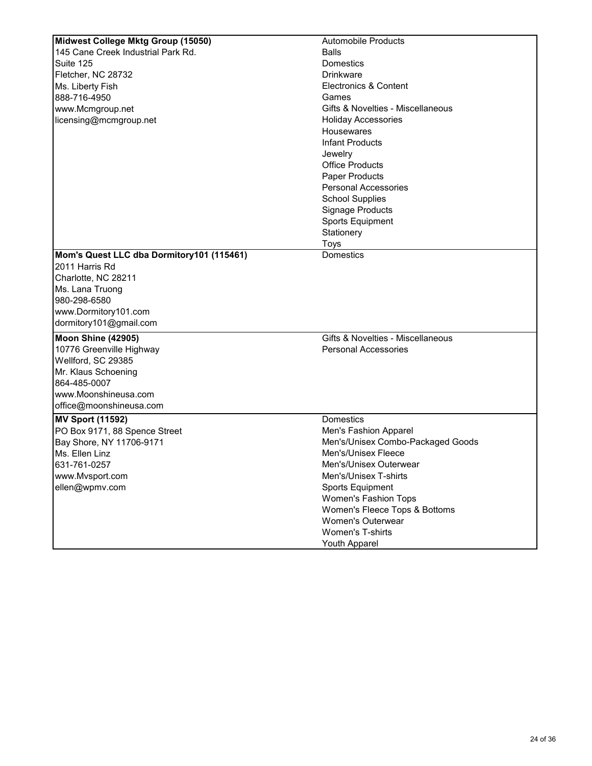| | |
|---|---|
| **Midwest College Mktg Group (15050)**<br>145 Cane Creek Industrial Park Rd.<br>Suite 125<br>Fletcher, NC 28732<br>Ms. Liberty Fish<br>888-716-4950<br>www.Mcmgroup.net<br>licensing@mcmgroup.net | Automobile Products<br>Balls<br>Domestics<br>Drinkware<br>Electronics & Content<br>Games<br>Gifts & Novelties - Miscellaneous<br>Holiday Accessories<br>Housewares<br>Infant Products<br>Jewelry<br>Office Products<br>Paper Products<br>Personal Accessories<br>School Supplies<br>Signage Products<br>Sports Equipment<br>Stationery<br>Toys |
| **Mom's Quest LLC dba Dormitory101 (115461)**<br>2011 Harris Rd<br>Charlotte, NC 28211<br>Ms. Lana Truong<br>980-298-6580<br>www.Dormitory101.com<br>dormitory101@gmail.com | Domestics |
| **Moon Shine (42905)**<br>10776 Greenville Highway<br>Wellford, SC 29385<br>Mr. Klaus Schoening<br>864-485-0007<br>www.Moonshineusa.com<br>office@moonshineusa.com | Gifts & Novelties - Miscellaneous<br>Personal Accessories |
| **MV Sport (11592)**<br>PO Box 9171, 88 Spence Street<br>Bay Shore, NY 11706-9171<br>Ms. Ellen Linz<br>631-761-0257<br>www.Mvsport.com<br>ellen@wpmv.com | Domestics<br>Men's Fashion Apparel<br>Men's/Unisex Combo-Packaged Goods<br>Men's/Unisex Fleece<br>Men's/Unisex Outerwear<br>Men's/Unisex T-shirts<br>Sports Equipment<br>Women's Fashion Tops<br>Women's Fleece Tops & Bottoms<br>Women's Outerwear<br>Women's T-shirts<br>Youth Apparel |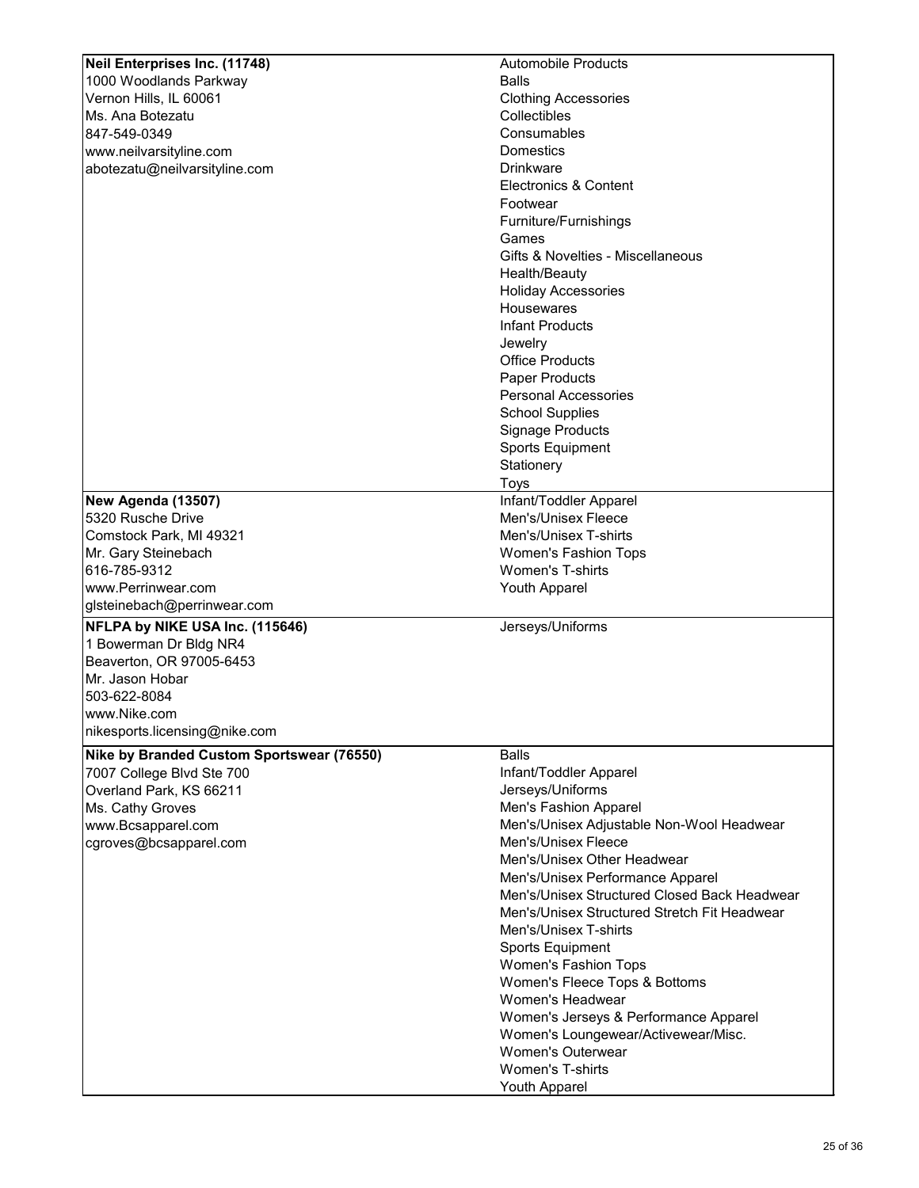| Licensee | Product Categories |
|---|---|
| **Neil Enterprises Inc. (11748)**<br>1000 Woodlands Parkway<br>Vernon Hills, IL 60061<br>Ms. Ana Botezatu<br>847-549-0349<br>www.neilvarsityline.com<br>abotezatu@neilvarsityline.com | Automobile Products<br>Balls<br>Clothing Accessories<br>Collectibles<br>Consumables<br>Domestics<br>Drinkware<br>Electronics & Content<br>Footwear<br>Furniture/Furnishings<br>Games<br>Gifts & Novelties - Miscellaneous<br>Health/Beauty<br>Holiday Accessories<br>Housewares<br>Infant Products<br>Jewelry<br>Office Products<br>Paper Products<br>Personal Accessories<br>School Supplies<br>Signage Products<br>Sports Equipment<br>Stationery<br>Toys |
| **New Agenda (13507)**<br>5320 Rusche Drive<br>Comstock Park, MI 49321<br>Mr. Gary Steinebach<br>616-785-9312<br>www.Perrinwear.com<br>glsteinebach@perrinwear.com | Infant/Toddler Apparel<br>Men's/Unisex Fleece<br>Men's/Unisex T-shirts<br>Women's Fashion Tops<br>Women's T-shirts<br>Youth Apparel |
| **NFLPA by NIKE USA Inc. (115646)**<br>1 Bowerman Dr Bldg NR4<br>Beaverton, OR 97005-6453<br>Mr. Jason Hobar<br>503-622-8084<br>www.Nike.com<br>nikesports.licensing@nike.com | Jerseys/Uniforms |
| **Nike by Branded Custom Sportswear (76550)**<br>7007 College Blvd Ste 700<br>Overland Park, KS 66211<br>Ms. Cathy Groves<br>www.Bcsapparel.com<br>cgroves@bcsapparel.com | Balls<br>Infant/Toddler Apparel<br>Jerseys/Uniforms<br>Men's Fashion Apparel<br>Men's/Unisex Adjustable Non-Wool Headwear<br>Men's/Unisex Fleece<br>Men's/Unisex Other Headwear<br>Men's/Unisex Performance Apparel<br>Men's/Unisex Structured Closed Back Headwear<br>Men's/Unisex Structured Stretch Fit Headwear<br>Men's/Unisex T-shirts<br>Sports Equipment<br>Women's Fashion Tops<br>Women's Fleece Tops & Bottoms<br>Women's Headwear<br>Women's Jerseys & Performance Apparel<br>Women's Loungewear/Activewear/Misc.<br>Women's Outerwear<br>Women's T-shirts<br>Youth Apparel |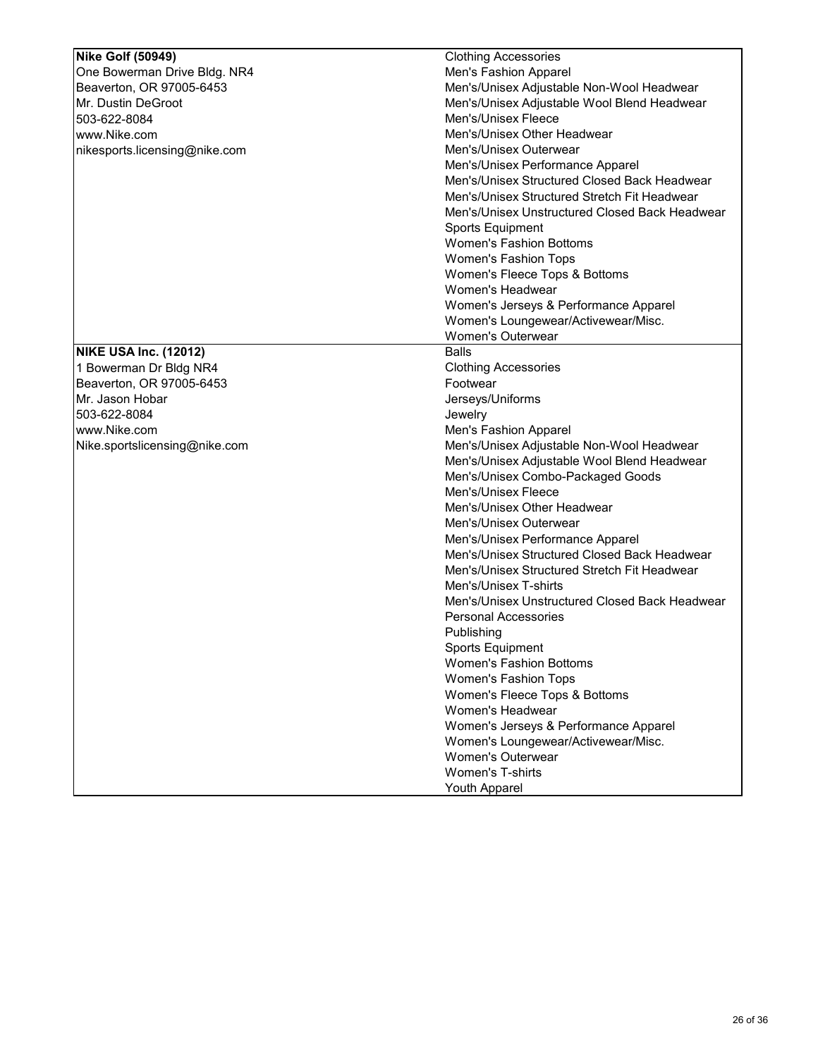| | |
|---|---|
| **Nike Golf (50949)**<br>One Bowerman Drive Bldg. NR4<br>Beaverton, OR 97005-6453<br>Mr. Dustin DeGroot<br>503-622-8084<br>www.Nike.com<br>nikesports.licensing@nike.com | Clothing Accessories<br>Men's Fashion Apparel<br>Men's/Unisex Adjustable Non-Wool Headwear<br>Men's/Unisex Adjustable Wool Blend Headwear<br>Men's/Unisex Fleece<br>Men's/Unisex Other Headwear<br>Men's/Unisex Outerwear<br>Men's/Unisex Performance Apparel<br>Men's/Unisex Structured Closed Back Headwear<br>Men's/Unisex Structured Stretch Fit Headwear<br>Men's/Unisex Unstructured Closed Back Headwear<br>Sports Equipment<br>Women's Fashion Bottoms<br>Women's Fashion Tops<br>Women's Fleece Tops & Bottoms<br>Women's Headwear<br>Women's Jerseys & Performance Apparel<br>Women's Loungewear/Activewear/Misc.<br>Women's Outerwear |
| **NIKE USA Inc. (12012)**<br>1 Bowerman Dr Bldg NR4<br>Beaverton, OR 97005-6453<br>Mr. Jason Hobar<br>503-622-8084<br>www.Nike.com<br>Nike.sportslicensing@nike.com | Balls<br>Clothing Accessories<br>Footwear<br>Jerseys/Uniforms<br>Jewelry<br>Men's Fashion Apparel<br>Men's/Unisex Adjustable Non-Wool Headwear<br>Men's/Unisex Adjustable Wool Blend Headwear<br>Men's/Unisex Combo-Packaged Goods<br>Men's/Unisex Fleece<br>Men's/Unisex Other Headwear<br>Men's/Unisex Outerwear<br>Men's/Unisex Performance Apparel<br>Men's/Unisex Structured Closed Back Headwear<br>Men's/Unisex Structured Stretch Fit Headwear<br>Men's/Unisex T-shirts<br>Men's/Unisex Unstructured Closed Back Headwear<br>Personal Accessories<br>Publishing<br>Sports Equipment<br>Women's Fashion Bottoms<br>Women's Fashion Tops<br>Women's Fleece Tops & Bottoms<br>Women's Headwear<br>Women's Jerseys & Performance Apparel<br>Women's Loungewear/Activewear/Misc.<br>Women's Outerwear<br>Women's T-shirts<br>Youth Apparel |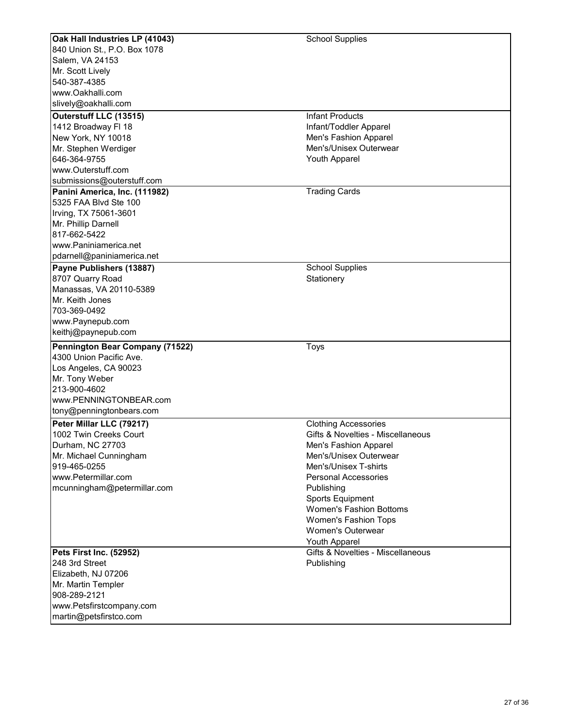| Company | Categories |
|---|---|
| **Oak Hall Industries LP (41043)**<br>840 Union St., P.O. Box 1078<br>Salem, VA 24153<br>Mr. Scott Lively<br>540-387-4385<br>www.Oakhalli.com<br>slively@oakhalli.com | School Supplies |
| **Outerstuff LLC (13515)**<br>1412 Broadway Fl 18<br>New York, NY 10018<br>Mr. Stephen Werdiger<br>646-364-9755<br>www.Outerstuff.com<br>submissions@outerstuff.com | Infant Products<br>Infant/Toddler Apparel<br>Men's Fashion Apparel<br>Men's/Unisex Outerwear<br>Youth Apparel |
| **Panini America, Inc. (111982)**<br>5325 FAA Blvd Ste 100<br>Irving, TX 75061-3601<br>Mr. Phillip Darnell<br>817-662-5422<br>www.Paniniamerica.net<br>pdarnell@paniniamerica.net | Trading Cards |
| **Payne Publishers (13887)**<br>8707 Quarry Road<br>Manassas, VA 20110-5389<br>Mr. Keith Jones<br>703-369-0492<br>www.Paynepub.com<br>keithj@paynepub.com | School Supplies<br>Stationery |
| **Pennington Bear Company (71522)**<br>4300 Union Pacific Ave.<br>Los Angeles, CA 90023<br>Mr. Tony Weber<br>213-900-4602<br>www.PENNINGTONBEAR.com<br>tony@penningtonbears.com | Toys |
| **Peter Millar LLC (79217)**<br>1002 Twin Creeks Court<br>Durham, NC 27703<br>Mr. Michael Cunningham<br>919-465-0255<br>www.Petermillar.com<br>mcunningham@petermillar.com | Clothing Accessories<br>Gifts & Novelties - Miscellaneous<br>Men's Fashion Apparel<br>Men's/Unisex Outerwear<br>Men's/Unisex T-shirts<br>Personal Accessories<br>Publishing<br>Sports Equipment<br>Women's Fashion Bottoms<br>Women's Fashion Tops<br>Women's Outerwear<br>Youth Apparel |
| **Pets First Inc. (52952)**<br>248 3rd Street<br>Elizabeth, NJ 07206<br>Mr. Martin Templer<br>908-289-2121<br>www.Petsfirstcompany.com<br>martin@petsfirstco.com | Gifts & Novelties - Miscellaneous<br>Publishing |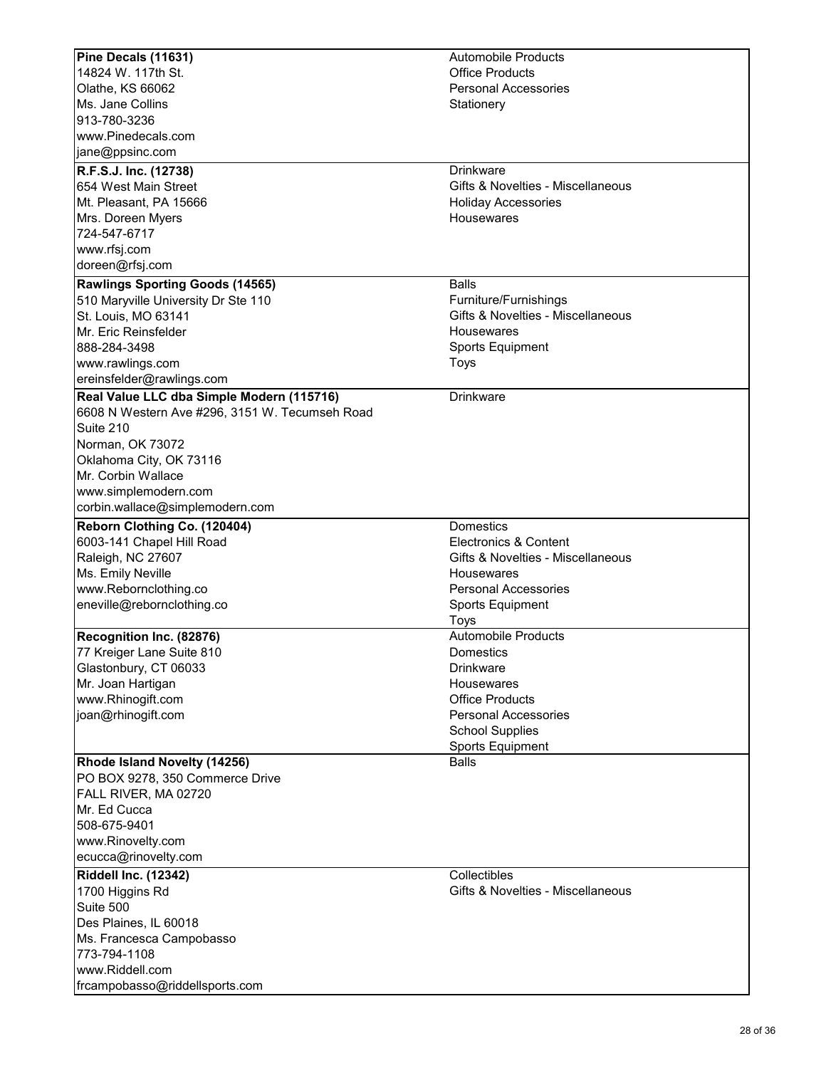| Company | Categories |
| --- | --- |
| **Pine Decals (11631)**<br>14824 W. 117th St.<br>Olathe, KS 66062<br>Ms. Jane Collins<br>913-780-3236<br>www.Pinedecals.com<br>jane@ppsinc.com | Automobile Products<br>Office Products<br>Personal Accessories<br>Stationery |
| **R.F.S.J. Inc. (12738)**<br>654 West Main Street<br>Mt. Pleasant, PA 15666<br>Mrs. Doreen Myers<br>724-547-6717<br>www.rfsj.com<br>doreen@rfsj.com | Drinkware<br>Gifts & Novelties - Miscellaneous<br>Holiday Accessories<br>Housewares |
| **Rawlings Sporting Goods (14565)**<br>510 Maryville University Dr Ste 110<br>St. Louis, MO 63141<br>Mr. Eric Reinsfelder<br>888-284-3498<br>www.rawlings.com<br>ereinsfelder@rawlings.com | Balls<br>Furniture/Furnishings<br>Gifts & Novelties - Miscellaneous<br>Housewares<br>Sports Equipment<br>Toys |
| **Real Value LLC dba Simple Modern (115716)**<br>6608 N Western Ave #296, 3151 W. Tecumseh Road<br>Suite 210<br>Norman, OK 73072<br>Oklahoma City, OK 73116<br>Mr. Corbin Wallace<br>www.simplemodern.com<br>corbin.wallace@simplemodern.com | Drinkware |
| **Reborn Clothing Co. (120404)**<br>6003-141 Chapel Hill Road<br>Raleigh, NC 27607<br>Ms. Emily Neville<br>www.Reb​ornclothing.co<br>eneville@rebornclothing.co | Domestics<br>Electronics & Content<br>Gifts & Novelties - Miscellaneous<br>Housewares<br>Personal Accessories<br>Sports Equipment<br>Toys |
| **Recognition Inc. (82876)**<br>77 Kreiger Lane Suite 810<br>Glastonbury, CT 06033<br>Mr. Joan Hartigan<br>www.Rhinogift.com<br>joan@rhinogift.com | Automobile Products<br>Domestics<br>Drinkware<br>Housewares<br>Office Products<br>Personal Accessories<br>School Supplies<br>Sports Equipment |
| **Rhode Island Novelty (14256)**<br>PO BOX 9278, 350 Commerce Drive<br>FALL RIVER, MA 02720<br>Mr. Ed Cucca<br>508-675-9401<br>www.Rinovelty.com<br>ecucca@rinovelty.com | Balls |
| **Riddell Inc. (12342)**<br>1700 Higgins Rd<br>Suite 500<br>Des Plaines, IL 60018<br>Ms. Francesca Campobasso<br>773-794-1108<br>www.Riddell.com<br>frcampobasso@riddellsports.com | Collectibles<br>Gifts & Novelties - Miscellaneous |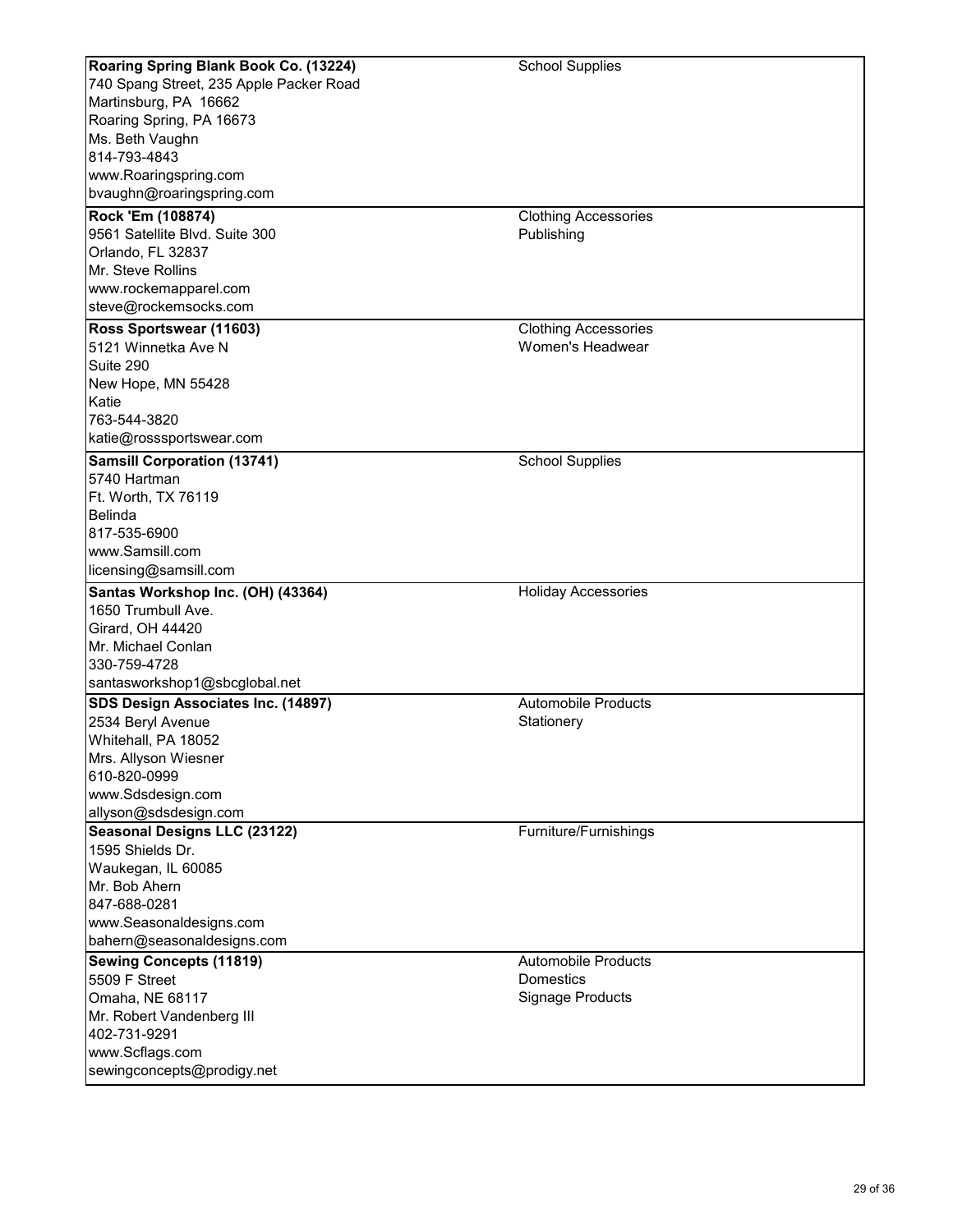| Company | Category |
| --- | --- |
| **Roaring Spring Blank Book Co. (13224)**<br>740 Spang Street, 235 Apple Packer Road<br>Martinsburg, PA 16662<br>Roaring Spring, PA 16673<br>Ms. Beth Vaughn<br>814-793-4843<br>www.Roaringspring.com<br>bvaughn@roaringspring.com | School Supplies |
| **Rock 'Em (108874)**<br>9561 Satellite Blvd. Suite 300<br>Orlando, FL 32837<br>Mr. Steve Rollins<br>www.rockemapparel.com<br>steve@rockemsocks.com | Clothing Accessories<br>Publishing |
| **Ross Sportswear (11603)**<br>5121 Winnetka Ave N<br>Suite 290<br>New Hope, MN 55428<br>Katie<br>763-544-3820<br>katie@rosssportswear.com | Clothing Accessories<br>Women's Headwear |
| **Samsill Corporation (13741)**<br>5740 Hartman<br>Ft. Worth, TX 76119<br>Belinda<br>817-535-6900<br>www.Samsill.com<br>licensing@samsill.com | School Supplies |
| **Santas Workshop Inc. (OH) (43364)**<br>1650 Trumbull Ave.<br>Girard, OH 44420<br>Mr. Michael Conlan<br>330-759-4728<br>santasworkshop1@sbcglobal.net | Holiday Accessories |
| **SDS Design Associates Inc. (14897)**<br>2534 Beryl Avenue<br>Whitehall, PA 18052<br>Mrs. Allyson Wiesner<br>610-820-0999<br>www.Sdsdesign.com<br>allyson@sdsdesign.com | Automobile Products<br>Stationery |
| **Seasonal Designs LLC (23122)**<br>1595 Shields Dr.<br>Waukegan, IL 60085<br>Mr. Bob Ahern<br>847-688-0281<br>www.Seasonaldesigns.com<br>bahern@seasonaldesigns.com | Furniture/Furnishings |
| **Sewing Concepts (11819)**<br>5509 F Street<br>Omaha, NE 68117<br>Mr. Robert Vandenberg III<br>402-731-9291<br>www.Scflags.com<br>sewingconcepts@prodigy.net | Automobile Products<br>Domestics<br>Signage Products |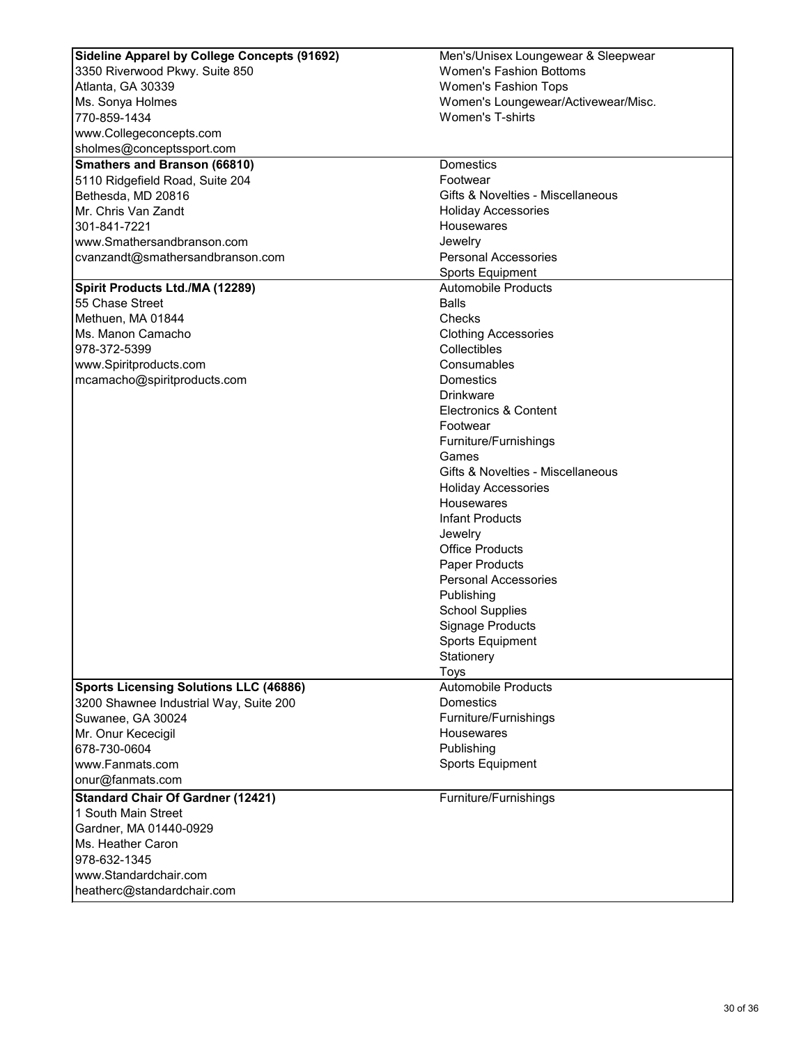| Company | Product Categories |
| --- | --- |
| **Sideline Apparel by College Concepts (91692)**<br>3350 Riverwood Pkwy. Suite 850<br>Atlanta, GA 30339<br>Ms. Sonya Holmes<br>770-859-1434<br>www.Collegeconcepts.com<br>sholmes@conceptssport.com | Men's/Unisex Loungewear & Sleepwear<br>Women's Fashion Bottoms<br>Women's Fashion Tops<br>Women's Loungewear/Activewear/Misc.<br>Women's T-shirts |
| **Smathers and Branson (66810)**<br>5110 Ridgefield Road, Suite 204<br>Bethesda, MD 20816<br>Mr. Chris Van Zandt<br>301-841-7221<br>www.Smathersandbranson.com<br>cvanzandt@smathersandbranson.com | Domestics<br>Footwear<br>Gifts & Novelties - Miscellaneous<br>Holiday Accessories<br>Housewares<br>Jewelry<br>Personal Accessories<br>Sports Equipment |
| **Spirit Products Ltd./MA (12289)**<br>55 Chase Street<br>Methuen, MA 01844<br>Ms. Manon Camacho<br>978-372-5399<br>www.Spiritproducts.com<br>mcamacho@spiritproducts.com | Automobile Products<br>Balls<br>Checks<br>Clothing Accessories<br>Collectibles<br>Consumables<br>Domestics<br>Drinkware<br>Electronics & Content<br>Footwear<br>Furniture/Furnishings<br>Games<br>Gifts & Novelties - Miscellaneous<br>Holiday Accessories<br>Housewares<br>Infant Products<br>Jewelry<br>Office Products<br>Paper Products<br>Personal Accessories<br>Publishing<br>School Supplies<br>Signage Products<br>Sports Equipment<br>Stationery<br>Toys |
| **Sports Licensing Solutions LLC (46886)**<br>3200 Shawnee Industrial Way, Suite 200<br>Suwanee, GA 30024<br>Mr. Onur Kececigil<br>678-730-0604<br>www.Fanmats.com<br>onur@fanmats.com | Automobile Products<br>Domestics<br>Furniture/Furnishings<br>Housewares<br>Publishing<br>Sports Equipment |
| **Standard Chair Of Gardner (12421)**<br>1 South Main Street<br>Gardner, MA 01440-0929<br>Ms. Heather Caron<br>978-632-1345<br>www.Standardchair.com<br>heatherc@standardchair.com | Furniture/Furnishings |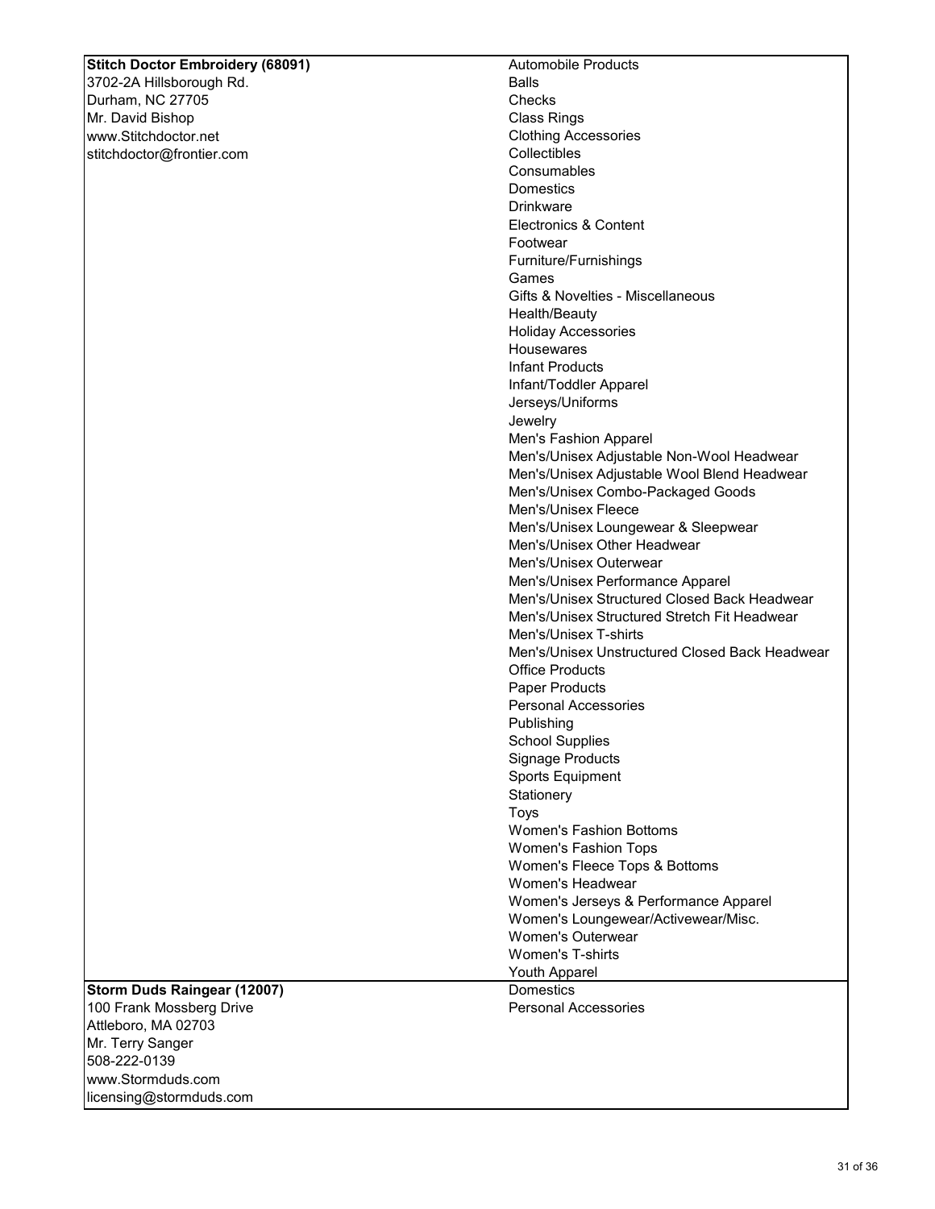| Licensee | Product Categories |
| --- | --- |
| **Stitch Doctor Embroidery (68091)**<br>3702-2A Hillsborough Rd.<br>Durham, NC 27705<br>Mr. David Bishop<br>www.Stitchdoctor.net<br>stitchdoctor@frontier.com | Automobile Products<br>Balls<br>Checks<br>Class Rings<br>Clothing Accessories<br>Collectibles<br>Consumables<br>Domestics<br>Drinkware<br>Electronics & Content<br>Footwear<br>Furniture/Furnishings<br>Games<br>Gifts & Novelties - Miscellaneous<br>Health/Beauty<br>Holiday Accessories<br>Housewares<br>Infant Products<br>Infant/Toddler Apparel<br>Jerseys/Uniforms<br>Jewelry<br>Men's Fashion Apparel<br>Men's/Unisex Adjustable Non-Wool Headwear<br>Men's/Unisex Adjustable Wool Blend Headwear<br>Men's/Unisex Combo-Packaged Goods<br>Men's/Unisex Fleece<br>Men's/Unisex Loungewear & Sleepwear<br>Men's/Unisex Other Headwear<br>Men's/Unisex Outerwear<br>Men's/Unisex Performance Apparel<br>Men's/Unisex Structured Closed Back Headwear<br>Men's/Unisex Structured Stretch Fit Headwear<br>Men's/Unisex T-shirts<br>Men's/Unisex Unstructured Closed Back Headwear<br>Office Products<br>Paper Products<br>Personal Accessories<br>Publishing<br>School Supplies<br>Signage Products<br>Sports Equipment<br>Stationery<br>Toys<br>Women's Fashion Bottoms<br>Women's Fashion Tops<br>Women's Fleece Tops & Bottoms<br>Women's Headwear<br>Women's Jerseys & Performance Apparel<br>Women's Loungewear/Activewear/Misc.<br>Women's Outerwear<br>Women's T-shirts<br>Youth Apparel |
| **Storm Duds Raingear (12007)**<br>100 Frank Mossberg Drive<br>Attleboro, MA 02703<br>Mr. Terry Sanger<br>508-222-0139<br>www.Stormduds.com<br>licensing@stormduds.com | Domestics<br>Personal Accessories |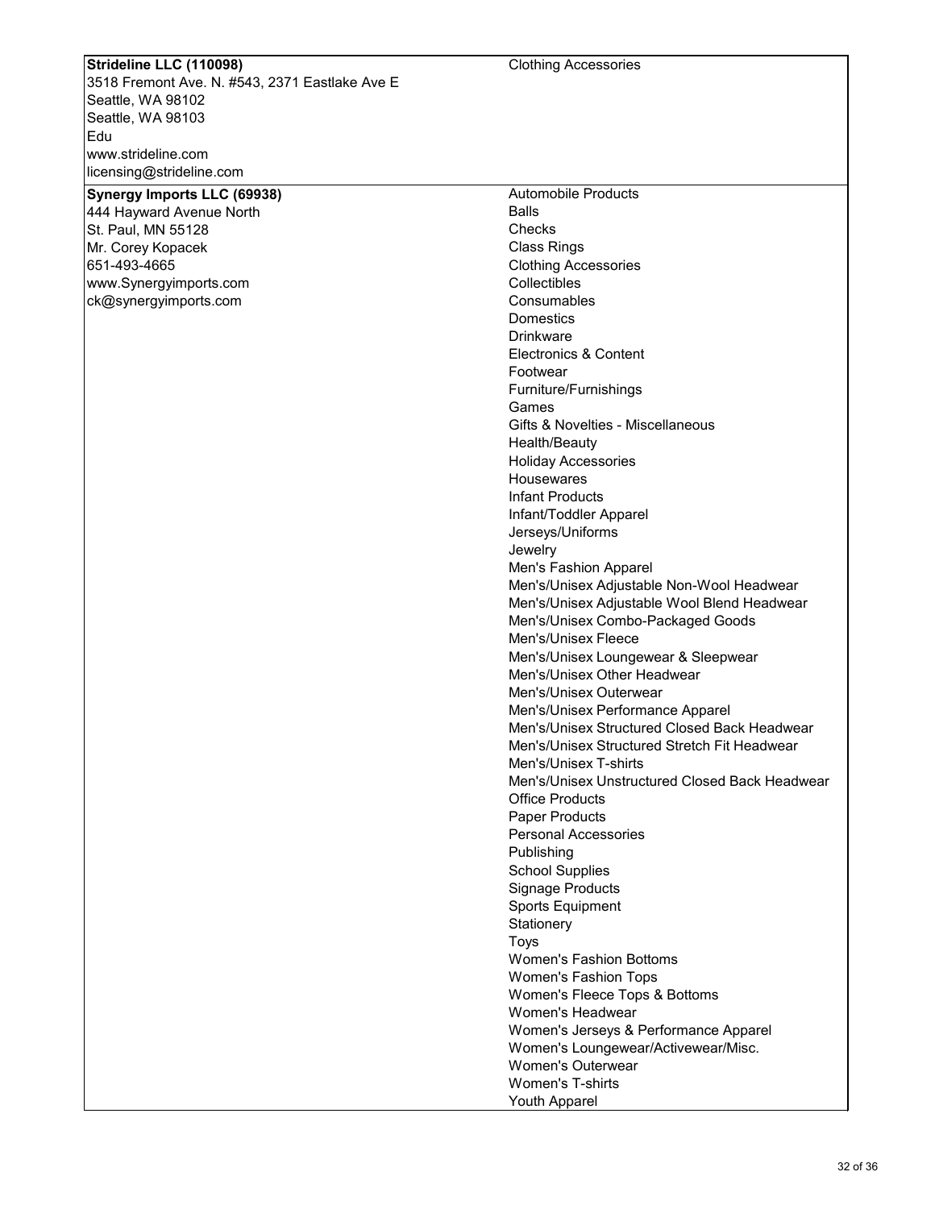| Licensee | Product Categories |
|---|---|
| **Strideline LLC (110098)**<br>3518 Fremont Ave. N. #543, 2371 Eastlake Ave E<br>Seattle, WA 98102<br>Seattle, WA 98103<br>Edu<br>www.strideline.com<br>licensing@strideline.com | Clothing Accessories |
| **Synergy Imports LLC (69938)**<br>444 Hayward Avenue North<br>St. Paul, MN 55128<br>Mr. Corey Kopacek<br>651-493-4665<br>www.Synergyimports.com<br>ck@synergyimports.com | Automobile Products<br>Balls<br>Checks<br>Class Rings<br>Clothing Accessories<br>Collectibles<br>Consumables<br>Domestics<br>Drinkware<br>Electronics & Content<br>Footwear<br>Furniture/Furnishings<br>Games<br>Gifts & Novelties - Miscellaneous<br>Health/Beauty<br>Holiday Accessories<br>Housewares<br>Infant Products<br>Infant/Toddler Apparel<br>Jerseys/Uniforms<br>Jewelry<br>Men's Fashion Apparel<br>Men's/Unisex Adjustable Non-Wool Headwear<br>Men's/Unisex Adjustable Wool Blend Headwear<br>Men's/Unisex Combo-Packaged Goods<br>Men's/Unisex Fleece<br>Men's/Unisex Loungewear & Sleepwear<br>Men's/Unisex Other Headwear<br>Men's/Unisex Outerwear<br>Men's/Unisex Performance Apparel<br>Men's/Unisex Structured Closed Back Headwear<br>Men's/Unisex Structured Stretch Fit Headwear<br>Men's/Unisex T-shirts<br>Men's/Unisex Unstructured Closed Back Headwear<br>Office Products<br>Paper Products<br>Personal Accessories<br>Publishing<br>School Supplies<br>Signage Products<br>Sports Equipment<br>Stationery<br>Toys<br>Women's Fashion Bottoms<br>Women's Fashion Tops<br>Women's Fleece Tops & Bottoms<br>Women's Headwear<br>Women's Jerseys & Performance Apparel<br>Women's Loungewear/Activewear/Misc.<br>Women's Outerwear<br>Women's T-shirts<br>Youth Apparel |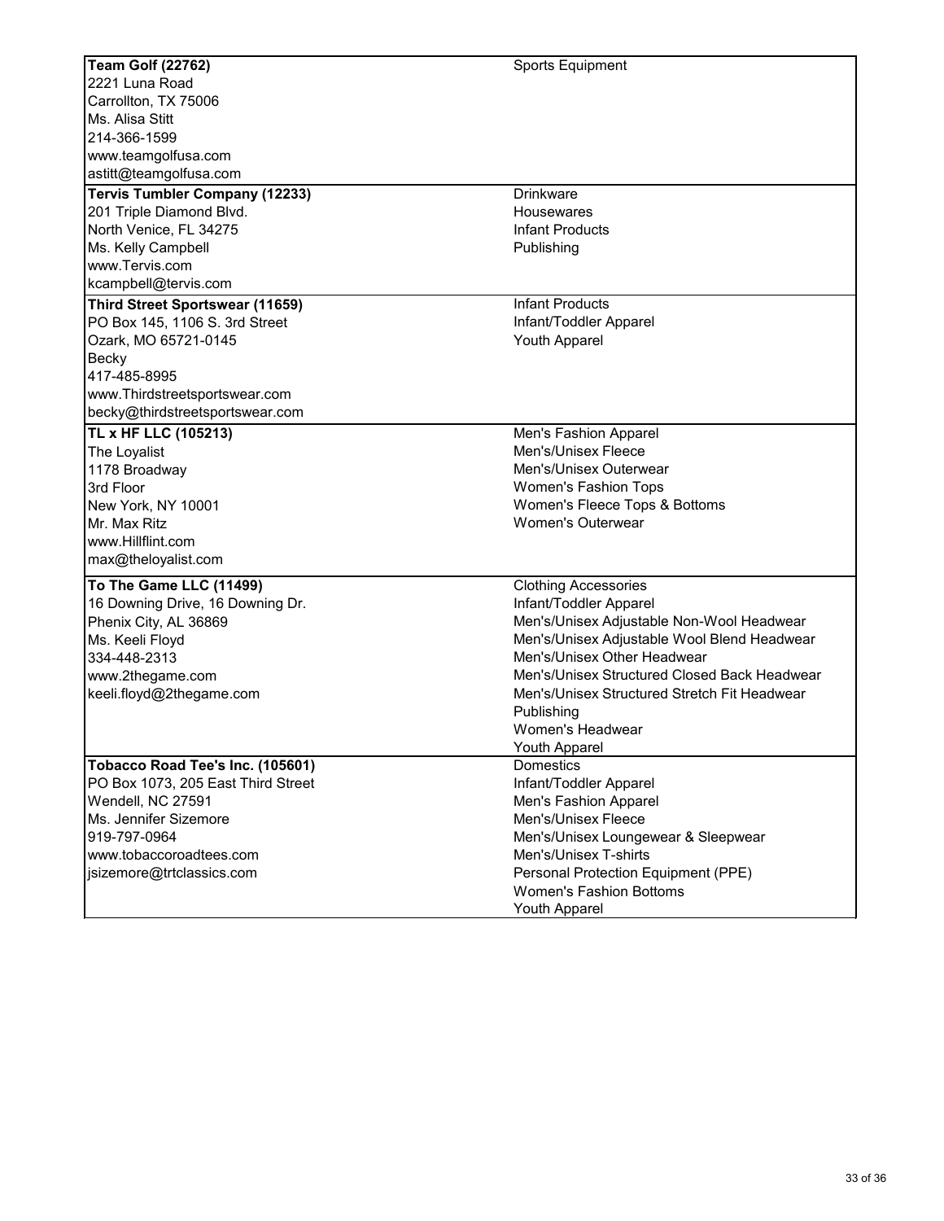| Company | Categories |
|---|---|
| **Team Golf (22762)**<br>2221 Luna Road<br>Carrollton, TX 75006<br>Ms. Alisa Stitt<br>214-366-1599<br>www.teamgolfusa.com<br>astitt@teamgolfusa.com | Sports Equipment |
| **Tervis Tumbler Company (12233)**<br>201 Triple Diamond Blvd.<br>North Venice, FL 34275<br>Ms. Kelly Campbell<br>www.Tervis.com<br>kcampbell@tervis.com | Drinkware<br>Housewares<br>Infant Products<br>Publishing |
| **Third Street Sportswear (11659)**<br>PO Box 145, 1106 S. 3rd Street<br>Ozark, MO 65721-0145<br>Becky<br>417-485-8995<br>www.Thirdstreetsportswear.com<br>becky@thirdstreetsportswear.com | Infant Products<br>Infant/Toddler Apparel<br>Youth Apparel |
| **TL x HF LLC (105213)**<br>The Loyalist<br>1178 Broadway<br>3rd Floor<br>New York, NY 10001<br>Mr. Max Ritz<br>www.Hillflint.com<br>max@theloyalist.com | Men's Fashion Apparel<br>Men's/Unisex Fleece<br>Men's/Unisex Outerwear<br>Women's Fashion Tops<br>Women's Fleece Tops & Bottoms<br>Women's Outerwear |
| **To The Game LLC (11499)**<br>16 Downing Drive, 16 Downing Dr.<br>Phenix City, AL 36869<br>Ms. Keeli Floyd<br>334-448-2313<br>www.2thegame.com<br>keeli.floyd@2thegame.com | Clothing Accessories<br>Infant/Toddler Apparel<br>Men's/Unisex Adjustable Non-Wool Headwear<br>Men's/Unisex Adjustable Wool Blend Headwear<br>Men's/Unisex Other Headwear<br>Men's/Unisex Structured Closed Back Headwear<br>Men's/Unisex Structured Stretch Fit Headwear<br>Publishing<br>Women's Headwear<br>Youth Apparel |
| **Tobacco Road Tee's Inc. (105601)**<br>PO Box 1073, 205 East Third Street<br>Wendell, NC 27591<br>Ms. Jennifer Sizemore<br>919-797-0964<br>www.tobaccoroadtees.com<br>jsizemore@trtclassics.com | Domestics<br>Infant/Toddler Apparel<br>Men's Fashion Apparel<br>Men's/Unisex Fleece<br>Men's/Unisex Loungewear & Sleepwear<br>Men's/Unisex T-shirts<br>Personal Protection Equipment (PPE)<br>Women's Fashion Bottoms<br>Youth Apparel |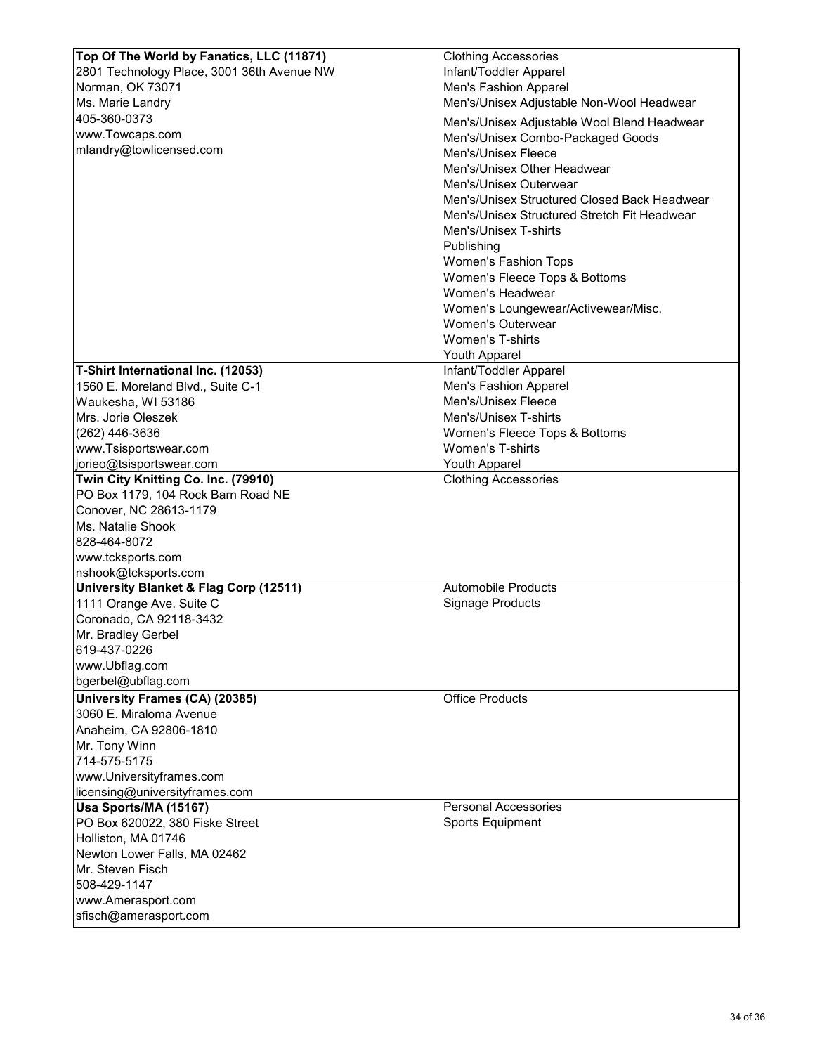| Licensee | Product Categories |
|---|---|
| **Top Of The World by Fanatics, LLC (11871)**<br>2801 Technology Place, 3001 36th Avenue NW<br>Norman, OK 73071<br>Ms. Marie Landry<br>405-360-0373<br>www.Towcaps.com<br>mlandry@towlicensed.com | Clothing Accessories<br>Infant/Toddler Apparel<br>Men's Fashion Apparel<br>Men's/Unisex Adjustable Non-Wool Headwear<br>Men's/Unisex Adjustable Wool Blend Headwear<br>Men's/Unisex Combo-Packaged Goods<br>Men's/Unisex Fleece<br>Men's/Unisex Other Headwear<br>Men's/Unisex Outerwear<br>Men's/Unisex Structured Closed Back Headwear<br>Men's/Unisex Structured Stretch Fit Headwear<br>Men's/Unisex T-shirts<br>Publishing<br>Women's Fashion Tops<br>Women's Fleece Tops & Bottoms<br>Women's Headwear<br>Women's Loungewear/Activewear/Misc.<br>Women's Outerwear<br>Women's T-shirts<br>Youth Apparel |
| **T-Shirt International Inc. (12053)**<br>1560 E. Moreland Blvd., Suite C-1<br>Waukesha, WI 53186<br>Mrs. Jorie Oleszek<br>(262) 446-3636<br>www.Tsisportswear.com<br>jorieo@tsisportswear.com | Infant/Toddler Apparel<br>Men's Fashion Apparel<br>Men's/Unisex Fleece<br>Men's/Unisex T-shirts<br>Women's Fleece Tops & Bottoms<br>Women's T-shirts<br>Youth Apparel |
| **Twin City Knitting Co. Inc. (79910)**<br>PO Box 1179, 104 Rock Barn Road NE<br>Conover, NC 28613-1179<br>Ms. Natalie Shook<br>828-464-8072<br>www.tcksports.com<br>nshook@tcksports.com | Clothing Accessories |
| **University Blanket & Flag Corp (12511)**<br>1111 Orange Ave. Suite C<br>Coronado, CA 92118-3432<br>Mr. Bradley Gerbel<br>619-437-0226<br>www.Ubflag.com<br>bgerbel@ubflag.com | Automobile Products<br>Signage Products |
| **University Frames (CA) (20385)**<br>3060 E. Miraloma Avenue<br>Anaheim, CA 92806-1810<br>Mr. Tony Winn<br>714-575-5175<br>www.Universityframes.com<br>licensing@universityframes.com | Office Products |
| **Usa Sports/MA (15167)**<br>PO Box 620022, 380 Fiske Street<br>Holliston, MA 01746<br>Newton Lower Falls, MA 02462<br>Mr. Steven Fisch<br>508-429-1147<br>www.Amerasport.com<br>sfisch@amerasport.com | Personal Accessories<br>Sports Equipment |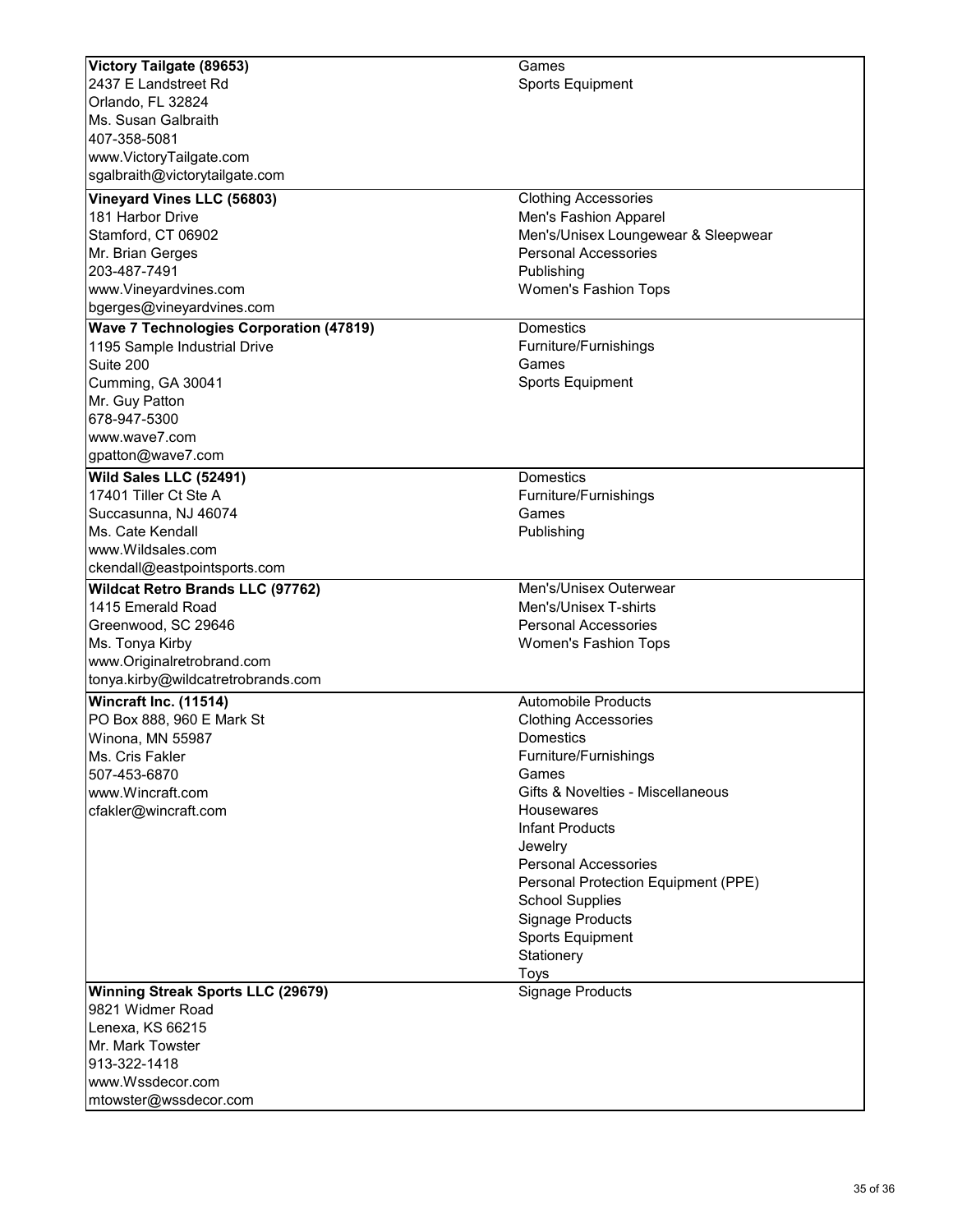| Company | Categories |
| --- | --- |
| **Victory Tailgate (89653)**<br>2437 E Landstreet Rd<br>Orlando, FL 32824<br>Ms. Susan Galbraith<br>407-358-5081<br>www.VictoryTailgate.com<br>sgalbraith@victorytailgate.com | Games<br>Sports Equipment |
| **Vineyard Vines LLC (56803)**<br>181 Harbor Drive<br>Stamford, CT 06902<br>Mr. Brian Gerges<br>203-487-7491<br>www.Vineyardvines.com<br>bgerges@vineyardvines.com | Clothing Accessories<br>Men's Fashion Apparel<br>Men's/Unisex Loungewear & Sleepwear<br>Personal Accessories<br>Publishing<br>Women's Fashion Tops |
| **Wave 7 Technologies Corporation (47819)**<br>1195 Sample Industrial Drive<br>Suite 200<br>Cumming, GA 30041<br>Mr. Guy Patton<br>678-947-5300<br>www.wave7.com<br>gpatton@wave7.com | Domestics<br>Furniture/Furnishings<br>Games<br>Sports Equipment |
| **Wild Sales LLC (52491)**<br>17401 Tiller Ct Ste A<br>Succasunna, NJ 46074<br>Ms. Cate Kendall<br>www.Wildsales.com<br>ckendall@eastpointsports.com | Domestics<br>Furniture/Furnishings<br>Games<br>Publishing |
| **Wildcat Retro Brands LLC (97762)**<br>1415 Emerald Road<br>Greenwood, SC 29646<br>Ms. Tonya Kirby<br>www.Originalretrobrand.com<br>tonya.kirby@wildcatretrobrands.com | Men's/Unisex Outerwear<br>Men's/Unisex T-shirts<br>Personal Accessories<br>Women's Fashion Tops |
| **Wincraft Inc. (11514)**<br>PO Box 888, 960 E Mark St<br>Winona, MN 55987<br>Ms. Cris Fakler<br>507-453-6870<br>www.Wincraft.com<br>cfakler@wincraft.com | Automobile Products<br>Clothing Accessories<br>Domestics<br>Furniture/Furnishings<br>Games<br>Gifts & Novelties - Miscellaneous<br>Housewares<br>Infant Products<br>Jewelry<br>Personal Accessories<br>Personal Protection Equipment (PPE)<br>School Supplies<br>Signage Products<br>Sports Equipment<br>Stationery<br>Toys |
| **Winning Streak Sports LLC (29679)**<br>9821 Widmer Road<br>Lenexa, KS 66215<br>Mr. Mark Towster<br>913-322-1418<br>www.Wssdecor.com<br>mtowster@wssdecor.com | Signage Products |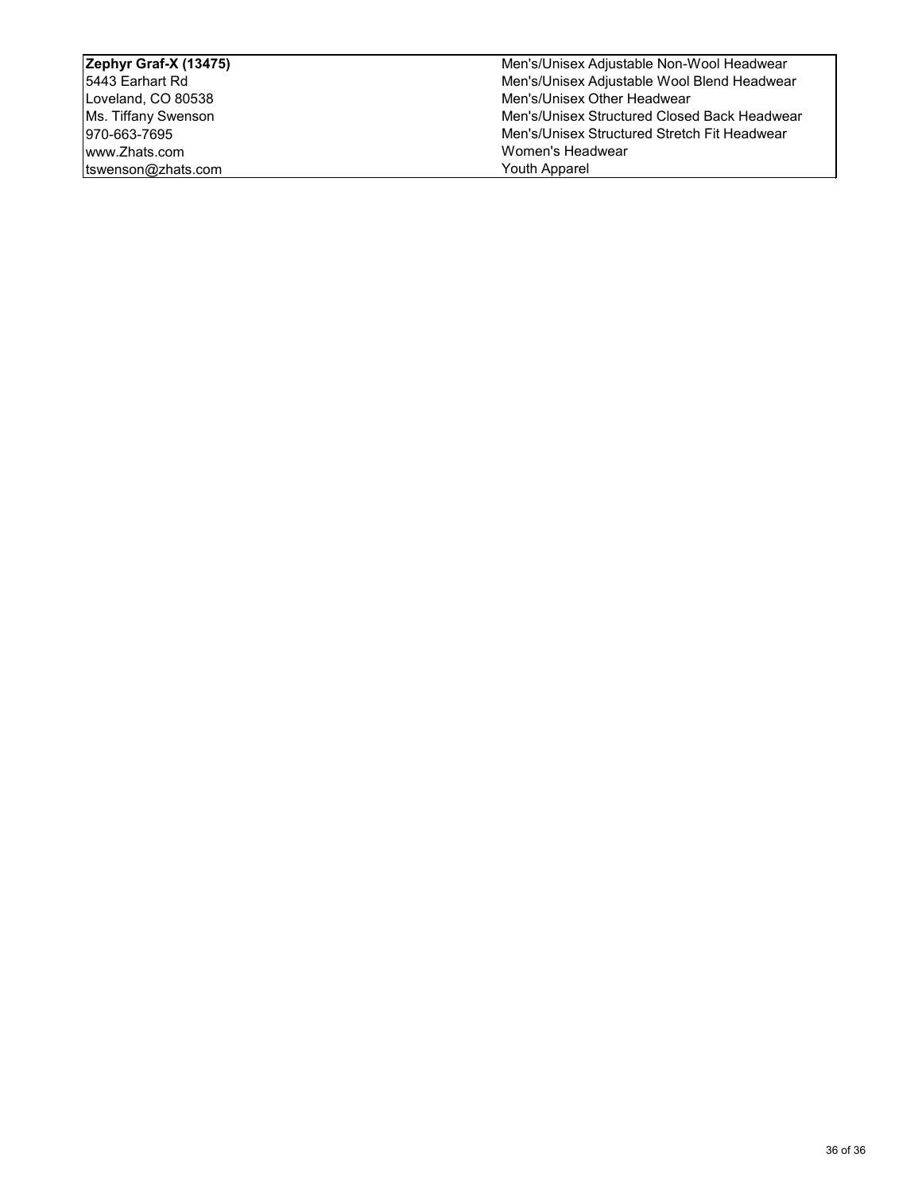| | |
|---|---|
| **Zephyr Graf-X (13475)** | Men's/Unisex Adjustable Non-Wool Headwear |
| 5443 Earhart Rd | Men's/Unisex Adjustable Wool Blend Headwear |
| Loveland, CO 80538 | Men's/Unisex Other Headwear |
| Ms. Tiffany Swenson | Men's/Unisex Structured Closed Back Headwear |
| 970-663-7695 | Men's/Unisex Structured Stretch Fit Headwear |
| www.Zhats.com | Women's Headwear |
| tswenson@zhats.com | Youth Apparel |